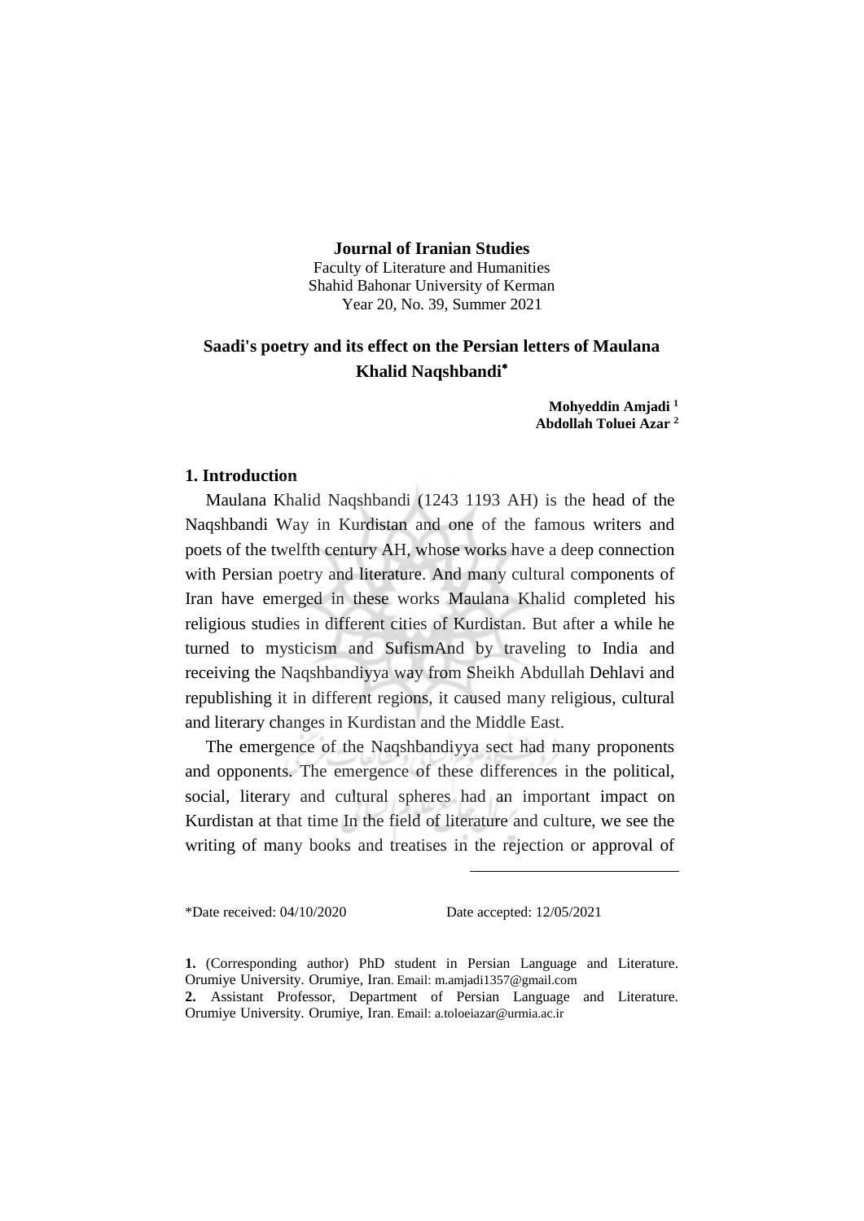**Journal of Iranian Studies**
Faculty of Literature and Humanities
Shahid Bahonar University of Kerman
Year 20, No. 39, Summer 2021

# Saadi's poetry and its effect on the Persian letters of Maulana Khalid Naqshbandi*

**Mohyeddin Amjadi [1]**
**Abdollah Toluei Azar [2]**

## 1. Introduction

Maulana Khalid Naqshbandi (1243 1193 AH) is the head of the Naqshbandi Way in Kurdistan and one of the famous writers and poets of the twelfth century AH, whose works have a deep connection with Persian poetry and literature. And many cultural components of Iran have emerged in these works Maulana Khalid completed his religious studies in different cities of Kurdistan. But after a while he turned to mysticism and SufismAnd by traveling to India and receiving the Naqshbandiyya way from Sheikh Abdullah Dehlavi and republishing it in different regions, it caused many religious, cultural and literary changes in Kurdistan and the Middle East.

The emergence of the Naqshbandiyya sect had many proponents and opponents. The emergence of these differences in the political, social, literary and cultural spheres had an important impact on Kurdistan at that time In the field of literature and culture, we see the writing of many books and treatises in the rejection or approval of

---

*Date received: 04/10/2020 Date accepted: 12/05/2021

**1.** (Corresponding author) PhD student in Persian Language and Literature. Orumiye University. Orumiye, Iran. Email: m.amjadi1357@gmail.com

**2.** Assistant Professor, Department of Persian Language and Literature. Orumiye University. Orumiye, Iran. Email: a.toloeiazar@urmia.ac.ir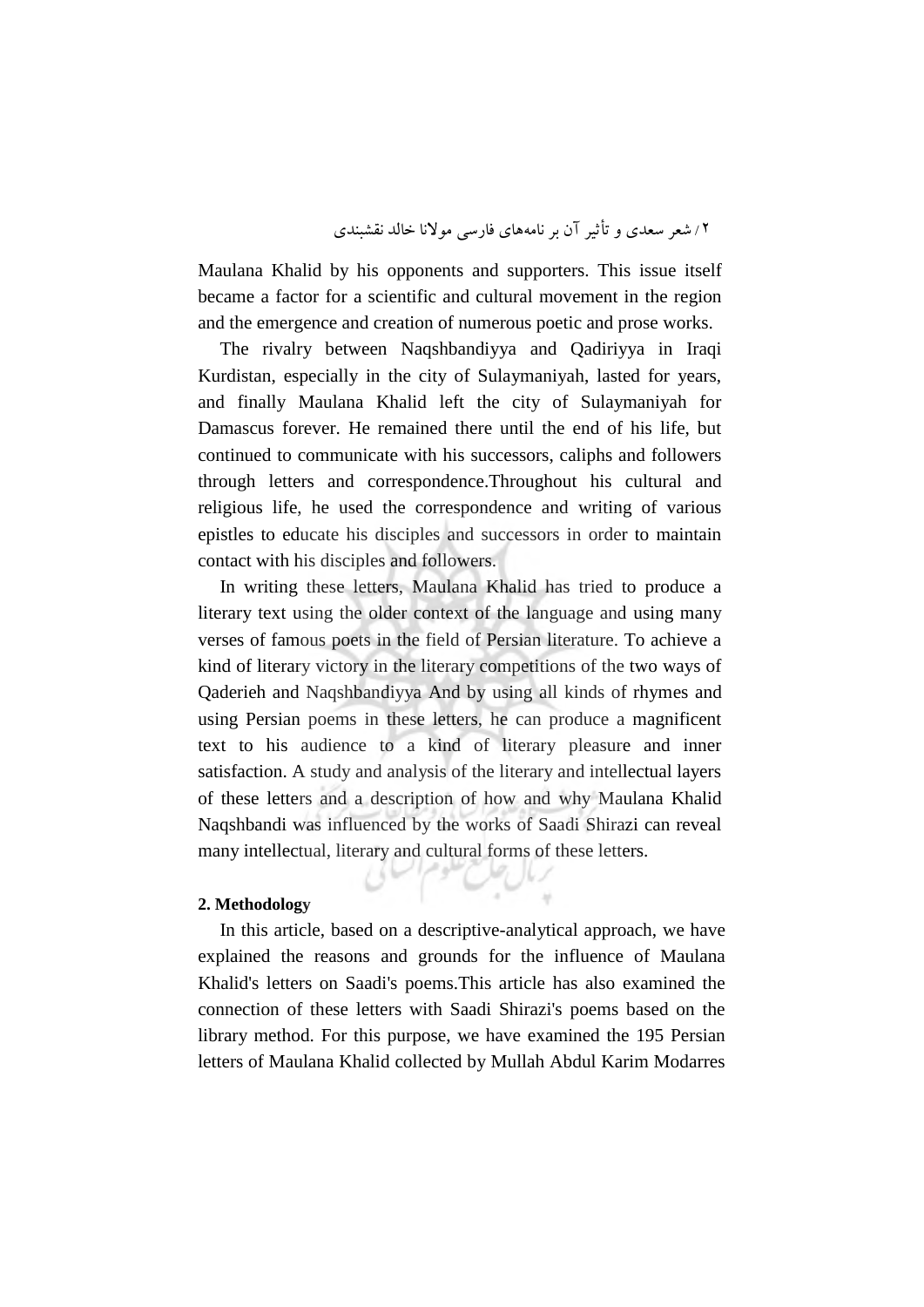Maulana Khalid by his opponents and supporters. This issue itself became a factor for a scientific and cultural movement in the region and the emergence and creation of numerous poetic and prose works.

The rivalry between Naqshbandiyya and Qadiriyya in Iraqi Kurdistan, especially in the city of Sulaymaniyah, lasted for years, and finally Maulana Khalid left the city of Sulaymaniyah for Damascus forever. He remained there until the end of his life, but continued to communicate with his successors, caliphs and followers through letters and correspondence.Throughout his cultural and religious life, he used the correspondence and writing of various epistles to educate his disciples and successors in order to maintain contact with his disciples and followers.

In writing these letters, Maulana Khalid has tried to produce a literary text using the older context of the language and using many verses of famous poets in the field of Persian literature. To achieve a kind of literary victory in the literary competitions of the two ways of Qaderieh and Naqshbandiyya And by using all kinds of rhymes and using Persian poems in these letters, he can produce a magnificent text to his audience to a kind of literary pleasure and inner satisfaction. A study and analysis of the literary and intellectual layers of these letters and a description of how and why Maulana Khalid Naqshbandi was influenced by the works of Saadi Shirazi can reveal many intellectual, literary and cultural forms of these letters.

**2. Methodology**

In this article, based on a descriptive-analytical approach, we have explained the reasons and grounds for the influence of Maulana Khalid's letters on Saadi's poems.This article has also examined the connection of these letters with Saadi Shirazi's poems based on the library method. For this purpose, we have examined the 195 Persian letters of Maulana Khalid collected by Mullah Abdul Karim Modarres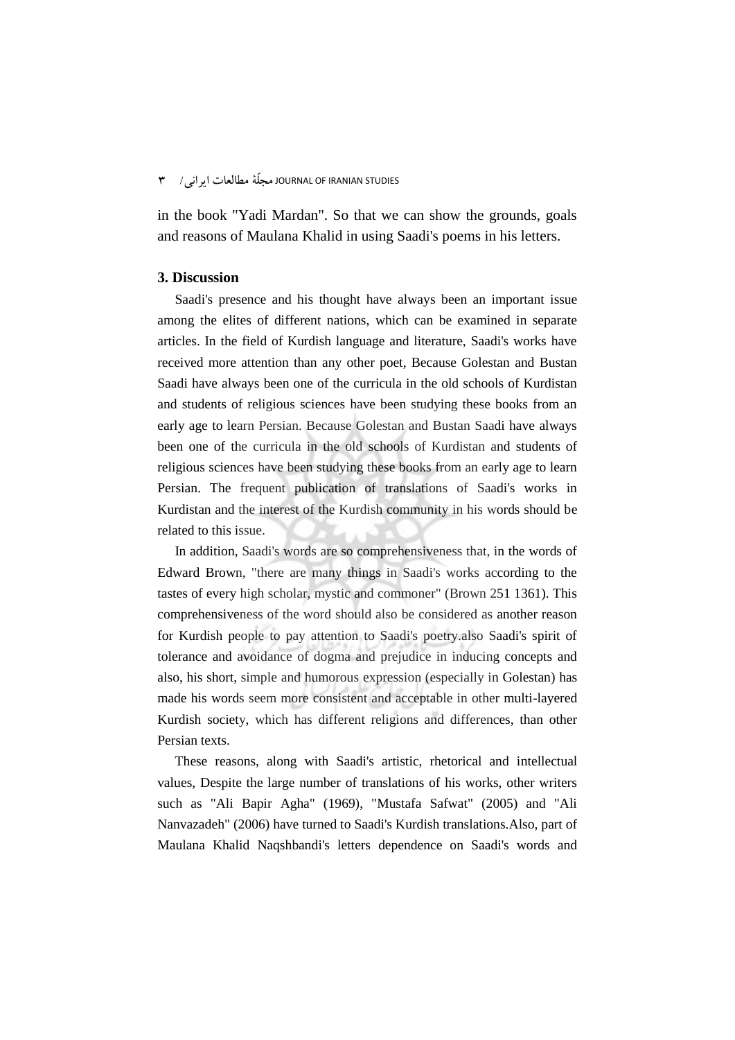in the book "Yadi Mardan". So that we can show the grounds, goals and reasons of Maulana Khalid in using Saadi's poems in his letters.

## 3. Discussion

Saadi's presence and his thought have always been an important issue among the elites of different nations, which can be examined in separate articles. In the field of Kurdish language and literature, Saadi's works have received more attention than any other poet, Because Golestan and Bustan Saadi have always been one of the curricula in the old schools of Kurdistan and students of religious sciences have been studying these books from an early age to learn Persian. Because Golestan and Bustan Saadi have always been one of the curricula in the old schools of Kurdistan and students of religious sciences have been studying these books from an early age to learn Persian. The frequent publication of translations of Saadi's works in Kurdistan and the interest of the Kurdish community in his words should be related to this issue.

In addition, Saadi's words are so comprehensiveness that, in the words of Edward Brown, "there are many things in Saadi's works according to the tastes of every high scholar, mystic and commoner" (Brown 251 1361). This comprehensiveness of the word should also be considered as another reason for Kurdish people to pay attention to Saadi's poetry.also Saadi's spirit of tolerance and avoidance of dogma and prejudice in inducing concepts and also, his short, simple and humorous expression (especially in Golestan) has made his words seem more consistent and acceptable in other multi-layered Kurdish society, which has different religions and differences, than other Persian texts.

These reasons, along with Saadi's artistic, rhetorical and intellectual values, Despite the large number of translations of his works, other writers such as "Ali Bapir Agha" (1969), "Mustafa Safwat" (2005) and "Ali Nanvazadeh" (2006) have turned to Saadi's Kurdish translations.Also, part of Maulana Khalid Naqshbandi's letters dependence on Saadi's words and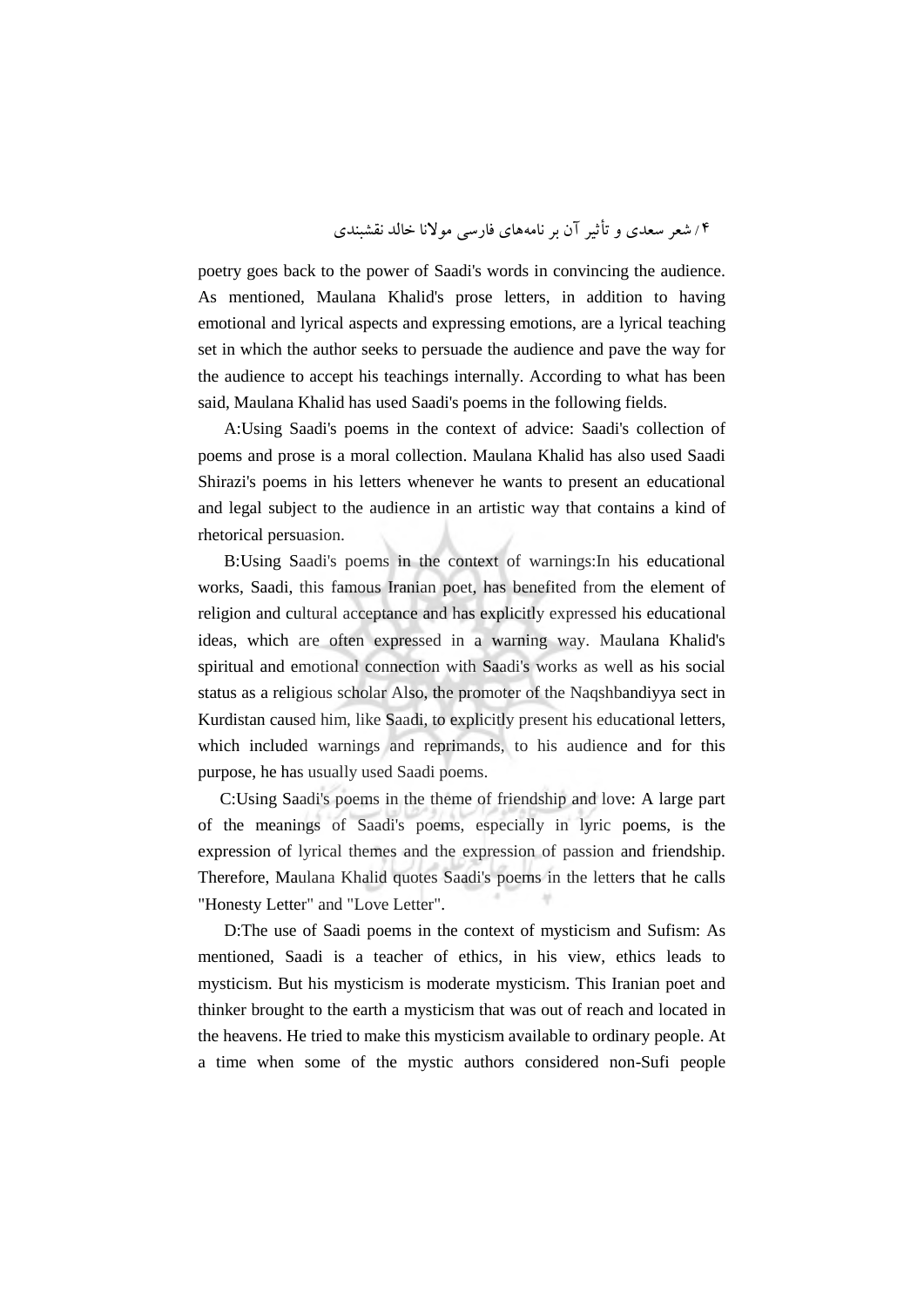poetry goes back to the power of Saadi's words in convincing the audience. As mentioned, Maulana Khalid's prose letters, in addition to having emotional and lyrical aspects and expressing emotions, are a lyrical teaching set in which the author seeks to persuade the audience and pave the way for the audience to accept his teachings internally. According to what has been said, Maulana Khalid has used Saadi's poems in the following fields.

A:Using Saadi's poems in the context of advice: Saadi's collection of poems and prose is a moral collection. Maulana Khalid has also used Saadi Shirazi's poems in his letters whenever he wants to present an educational and legal subject to the audience in an artistic way that contains a kind of rhetorical persuasion.

B:Using Saadi's poems in the context of warnings:In his educational works, Saadi, this famous Iranian poet, has benefited from the element of religion and cultural acceptance and has explicitly expressed his educational ideas, which are often expressed in a warning way. Maulana Khalid's spiritual and emotional connection with Saadi's works as well as his social status as a religious scholar Also, the promoter of the Naqshbandiyya sect in Kurdistan caused him, like Saadi, to explicitly present his educational letters, which included warnings and reprimands, to his audience and for this purpose, he has usually used Saadi poems.

C:Using Saadi's poems in the theme of friendship and love: A large part of the meanings of Saadi's poems, especially in lyric poems, is the expression of lyrical themes and the expression of passion and friendship. Therefore, Maulana Khalid quotes Saadi's poems in the letters that he calls "Honesty Letter" and "Love Letter".

D:The use of Saadi poems in the context of mysticism and Sufism: As mentioned, Saadi is a teacher of ethics, in his view, ethics leads to mysticism. But his mysticism is moderate mysticism. This Iranian poet and thinker brought to the earth a mysticism that was out of reach and located in the heavens. He tried to make this mysticism available to ordinary people. At a time when some of the mystic authors considered non-Sufi people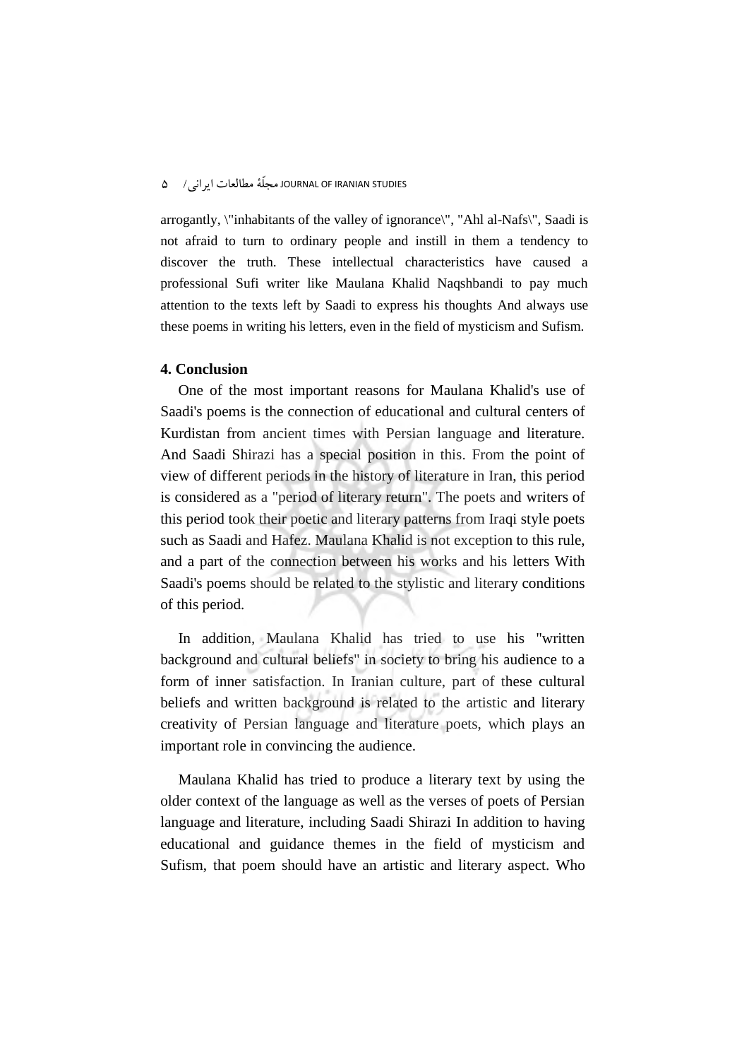arrogantly, \"inhabitants of the valley of ignorance\", "Ahl al-Nafs\", Saadi is not afraid to turn to ordinary people and instill in them a tendency to discover the truth. These intellectual characteristics have caused a professional Sufi writer like Maulana Khalid Naqshbandi to pay much attention to the texts left by Saadi to express his thoughts And always use these poems in writing his letters, even in the field of mysticism and Sufism.

## 4. Conclusion

One of the most important reasons for Maulana Khalid's use of Saadi's poems is the connection of educational and cultural centers of Kurdistan from ancient times with Persian language and literature. And Saadi Shirazi has a special position in this. From the point of view of different periods in the history of literature in Iran, this period is considered as a "period of literary return". The poets and writers of this period took their poetic and literary patterns from Iraqi style poets such as Saadi and Hafez. Maulana Khalid is not exception to this rule, and a part of the connection between his works and his letters With Saadi's poems should be related to the stylistic and literary conditions of this period.

In addition, Maulana Khalid has tried to use his "written background and cultural beliefs" in society to bring his audience to a form of inner satisfaction. In Iranian culture, part of these cultural beliefs and written background is related to the artistic and literary creativity of Persian language and literature poets, which plays an important role in convincing the audience.

Maulana Khalid has tried to produce a literary text by using the older context of the language as well as the verses of poets of Persian language and literature, including Saadi Shirazi In addition to having educational and guidance themes in the field of mysticism and Sufism, that poem should have an artistic and literary aspect. Who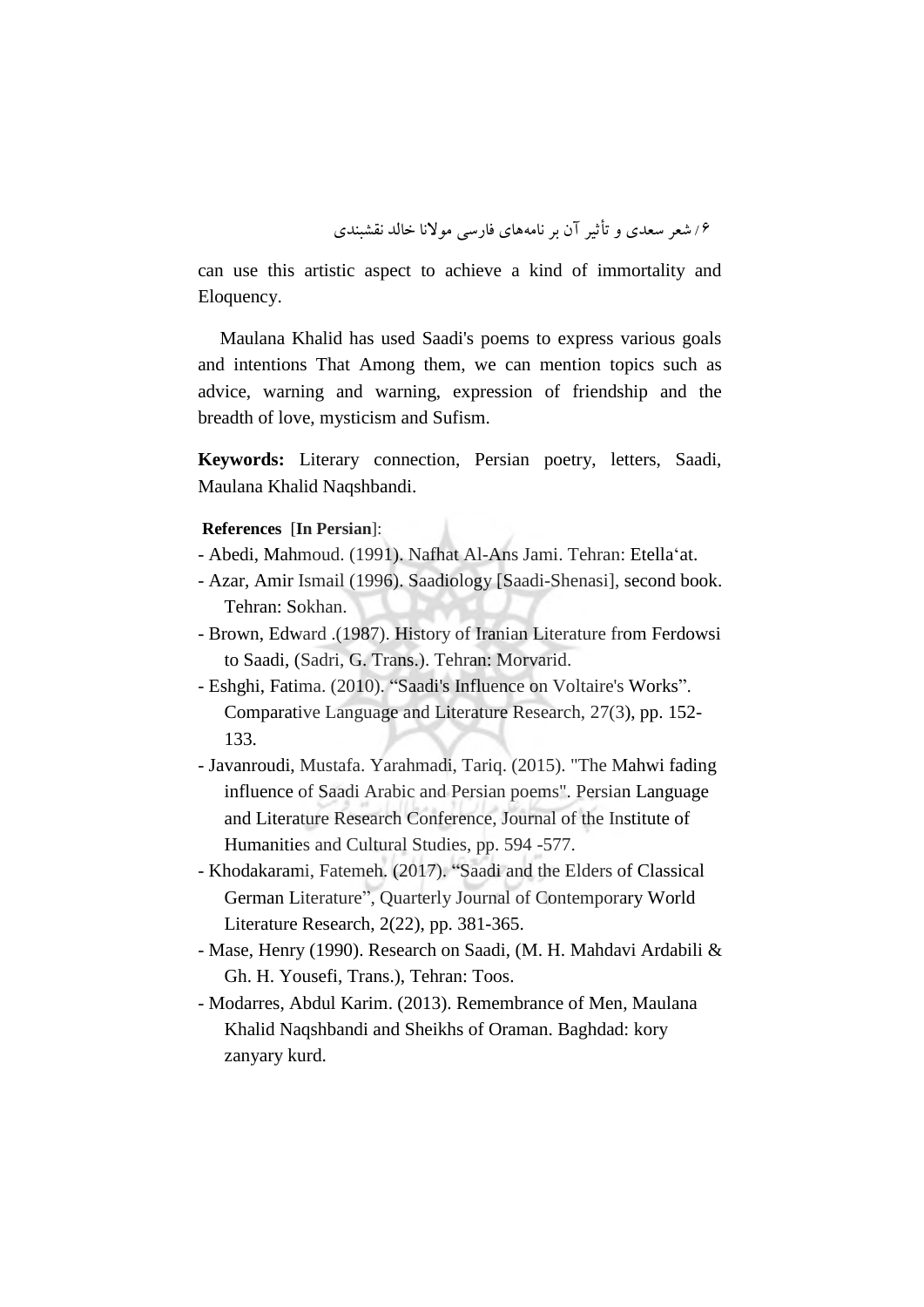can use this artistic aspect to achieve a kind of immortality and Eloquency.

Maulana Khalid has used Saadi's poems to express various goals and intentions That Among them, we can mention topics such as advice, warning and warning, expression of friendship and the breadth of love, mysticism and Sufism.

**Keywords:** Literary connection, Persian poetry, letters, Saadi, Maulana Khalid Naqshbandi.

**References** [**In Persian**]:

- Abedi, Mahmoud. (1991). Nafhat Al-Ans Jami. Tehran: Etella'at.
- Azar, Amir Ismail (1996). Saadiology [Saadi-Shenasi], second book. Tehran: Sokhan.
- Brown, Edward .(1987). History of Iranian Literature from Ferdowsi to Saadi, (Sadri, G. Trans.). Tehran: Morvarid.
- Eshghi, Fatima. (2010). "Saadi's Influence on Voltaire's Works". Comparative Language and Literature Research, 27(3), pp. 152-133.
- Javanroudi, Mustafa. Yarahmadi, Tariq. (2015). "The Mahwi fading influence of Saadi Arabic and Persian poems". Persian Language and Literature Research Conference, Journal of the Institute of Humanities and Cultural Studies, pp. 594 -577.
- Khodakarami, Fatemeh. (2017). "Saadi and the Elders of Classical German Literature", Quarterly Journal of Contemporary World Literature Research, 2(22), pp. 381-365.
- Mase, Henry (1990). Research on Saadi, (M. H. Mahdavi Ardabili & Gh. H. Yousefi, Trans.), Tehran: Toos.
- Modarres, Abdul Karim. (2013). Remembrance of Men, Maulana Khalid Naqshbandi and Sheikhs of Oraman. Baghdad: kory zanyary kurd.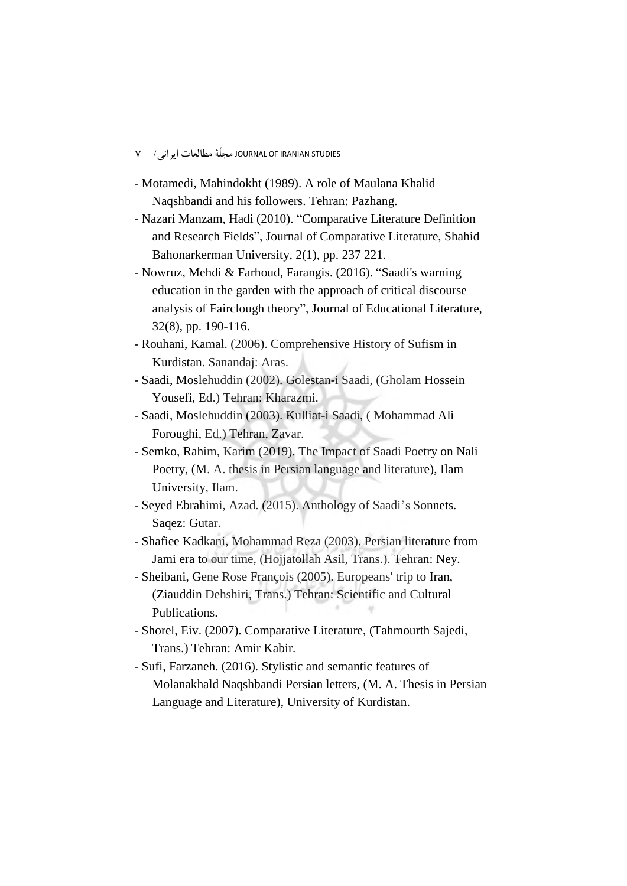- Motamedi, Mahindokht (1989). A role of Maulana Khalid Naqshbandi and his followers. Tehran: Pazhang.
- Nazari Manzam, Hadi (2010). "Comparative Literature Definition and Research Fields", Journal of Comparative Literature, Shahid Bahonarkerman University, 2(1), pp. 237 221.
- Nowruz, Mehdi & Farhoud, Farangis. (2016). "Saadi's warning education in the garden with the approach of critical discourse analysis of Fairclough theory", Journal of Educational Literature, 32(8), pp. 190-116.
- Rouhani, Kamal. (2006). Comprehensive History of Sufism in Kurdistan. Sanandaj: Aras.
- Saadi, Moslehuddin (2002). Golestan-i Saadi, (Gholam Hossein Yousefi, Ed.) Tehran: Kharazmi.
- Saadi, Moslehuddin (2003). Kulliat-i Saadi, ( Mohammad Ali Foroughi, Ed.) Tehran, Zavar.
- Semko, Rahim, Karim (2019). The Impact of Saadi Poetry on Nali Poetry, (M. A. thesis in Persian language and literature), Ilam University, Ilam.
- Seyed Ebrahimi, Azad. (2015). Anthology of Saadi's Sonnets. Saqez: Gutar.
- Shafiee Kadkani, Mohammad Reza (2003). Persian literature from Jami era to our time, (Hojjatollah Asil, Trans.). Tehran: Ney.
- Sheibani, Gene Rose François (2005). Europeans' trip to Iran, (Ziauddin Dehshiri, Trans.) Tehran: Scientific and Cultural Publications.
- Shorel, Eiv. (2007). Comparative Literature, (Tahmourth Sajedi, Trans.) Tehran: Amir Kabir.
- Sufi, Farzaneh. (2016). Stylistic and semantic features of Molanakhald Naqshbandi Persian letters, (M. A. Thesis in Persian Language and Literature), University of Kurdistan.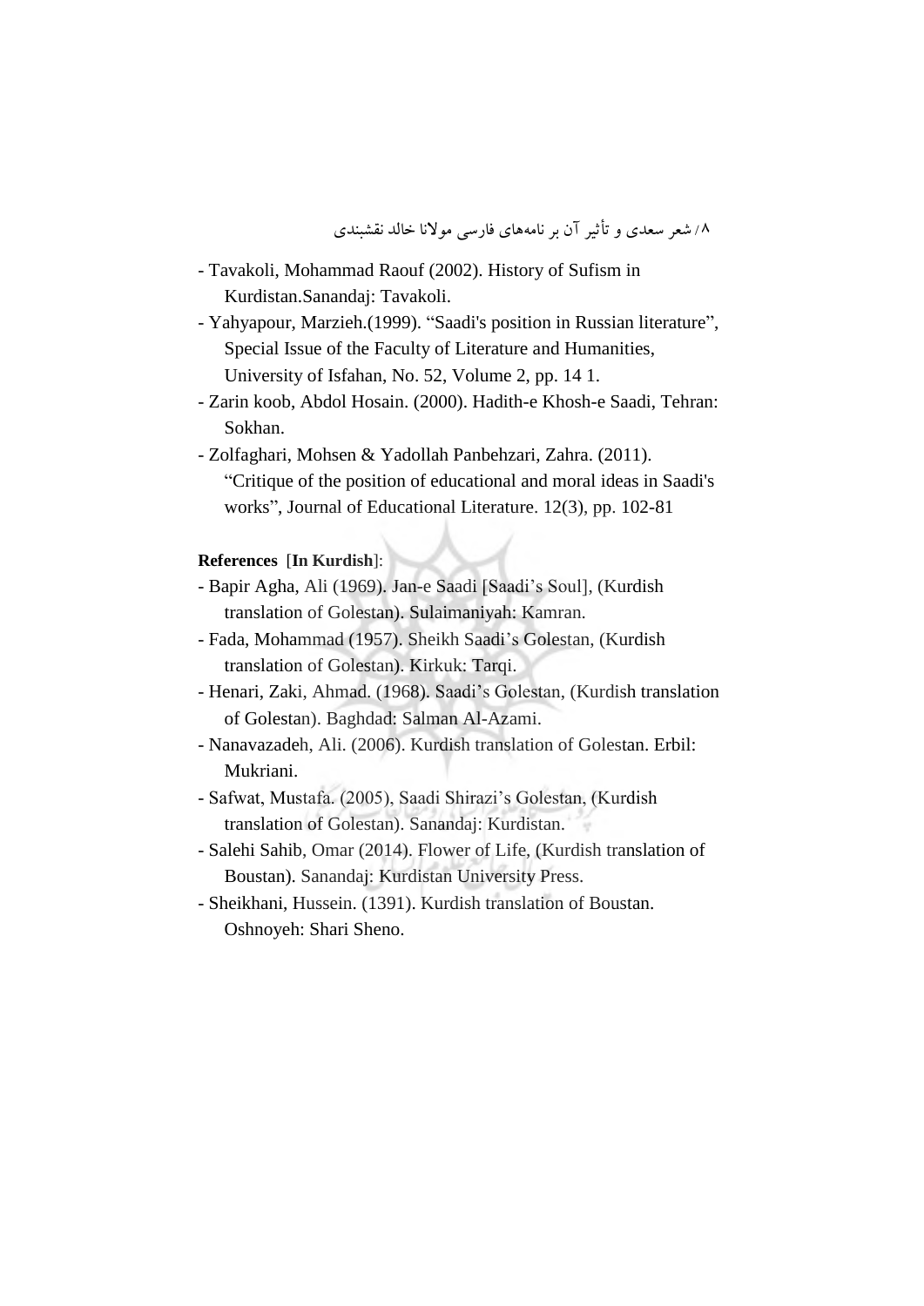- Tavakoli, Mohammad Raouf (2002). History of Sufism in Kurdistan.Sanandaj: Tavakoli.
- Yahyapour, Marzieh.(1999). “Saadi's position in Russian literature”, Special Issue of the Faculty of Literature and Humanities, University of Isfahan, No. 52, Volume 2, pp. 14 1.
- Zarin koob, Abdol Hosain. (2000). Hadith-e Khosh-e Saadi, Tehran: Sokhan.
- Zolfaghari, Mohsen & Yadollah Panbehzari, Zahra. (2011). “Critique of the position of educational and moral ideas in Saadi's works”, Journal of Educational Literature. 12(3), pp. 102-81

**References** [**In Kurdish**]:

- Bapir Agha, Ali (1969). Jan-e Saadi [Saadi’s Soul], (Kurdish translation of Golestan). Sulaimaniyah: Kamran.
- Fada, Mohammad (1957). Sheikh Saadi’s Golestan, (Kurdish translation of Golestan). Kirkuk: Tarqi.
- Henari, Zaki, Ahmad. (1968). Saadi’s Golestan, (Kurdish translation of Golestan). Baghdad: Salman Al-Azami.
- Nanavazadeh, Ali. (2006). Kurdish translation of Golestan. Erbil: Mukriani.
- Safwat, Mustafa. (2005), Saadi Shirazi’s Golestan, (Kurdish translation of Golestan). Sanandaj: Kurdistan.
- Salehi Sahib, Omar (2014). Flower of Life, (Kurdish translation of Boustan). Sanandaj: Kurdistan University Press.
- Sheikhani, Hussein. (1391). Kurdish translation of Boustan. Oshnoyeh: Shari Sheno.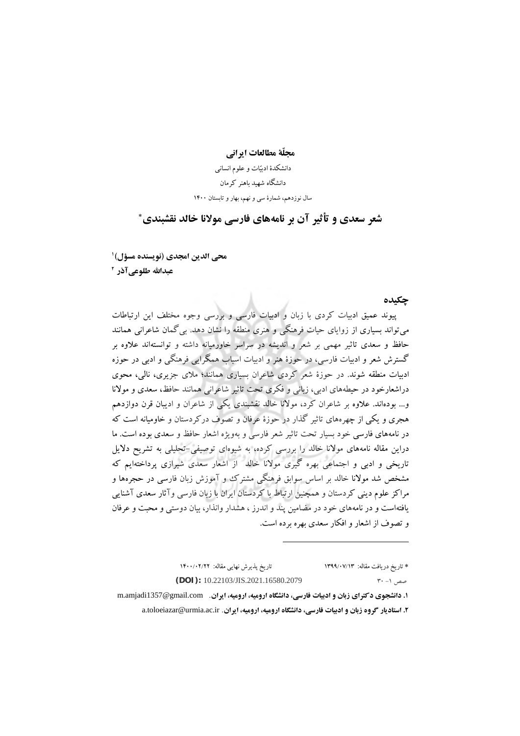**مجلّهٔ مطالعات ایرانی**

دانشکدهٔ ادبیّات و علوم انسانی

دانشگاه شهید باهنر کرمان

سال نوزدهم، شمارهٔ سی و نهم، بهار و تابستان ۱۴۰۰

# شعر سعدی و تأثیر آن بر نامه‌های فارسی مولانا خالد نقشبندی*

**محی الدین امجدی (نویسنده مسؤل)**[1]

**عبدالله طلوعی‌آذر**[2]

## چکیده

پیوند عمیق ادبیات کردی با زبان و ادبیات فارسی و بررسی وجوه مختلف این ارتباطات می‌تواند بسیاری از زوایای حیات فرهنگی و هنری منطقه را نشان دهد. بی‌گمان شاعرانی همانند حافظ و سعدی تاثیر مهمی بر شعر و اندیشه در سراسر خاورمیانه داشته و توانسته‌اند علاوه بر گسترش شعر و ادبیات فارسی، در حوزهٔ هنر و ادبیات اسباب همگرایی فرهنگی و ادبی در حوزه ادبیات منطقه شوند. در حوزهٔ شعر کردی شاعران بسیاری همانند؛ ملای جزیری، نالی، محوی دراشعارخود در حیطه‌های ادبی، زبانی و فکری تحت تاثیر شاعرانی همانند حافظ، سعدی و مولانا و... بوده‌اند. علاوه بر شاعران کرد، مولانا خالد نقشبندی یکی از شاعران و ادیبان قرن دوازدهم هجری و یکی از چهره‌های تاثیر گذار در حوزهٔ عرفان و تصوف درکردستان و خاورمیانه است که در نامه‌های فارسی خود بسیار تحت تاثیر شعر فارسی و بەویژه اشعار حافظ و سعدی بوده است. ما دراین مقاله نامه‌های مولانا خالد را بررسی کرده، به شیوه‌ای توصیفی-تحلیلی به تشریح دلایل تاریخی و ادبی و اجتماعی بهره گیری مولانا خالد از اشعار سعدی شیرازی پرداخته‌ایم که مشخص شد مولانا خالد بر اساس سوابق فرهنگی مشترک و آموزش زبان فارسی در حجره‌ها و مراکز علوم دینی کردستان و همچنین ارتباط با کردستان ایران با زبان فارسی وآثار سعدی آشنایی یافته‌است و در نامه‌های خود در مضامین پند و اندرز ، هشدار وانذار، بیان دوستی و محبت و عرفان و تصوف از اشعار و افکار سعدی بهره برده است.

---

\* تاریخ دریافت مقاله: ۱۳۹۹/۰۷/۱۳ تاریخ پذیرش نهایی مقاله: ۱۴۰۰/۰۲/۲۲

صص ۱- ۳۰ **(DOI):** 10.22103/JIS.2021.16580.2079

**۱. دانشجوی دکترای زبان و ادبیات فارسی، دانشگاه ارومیه، ارومیه، ایران.** m.amjadi1357@gmail.com

**۲. استادیار گروه زبان و ادبیات فارسی، دانشگاه ارومیه، ارومیه، ایران.** a.toloeiazar@urmia.ac.ir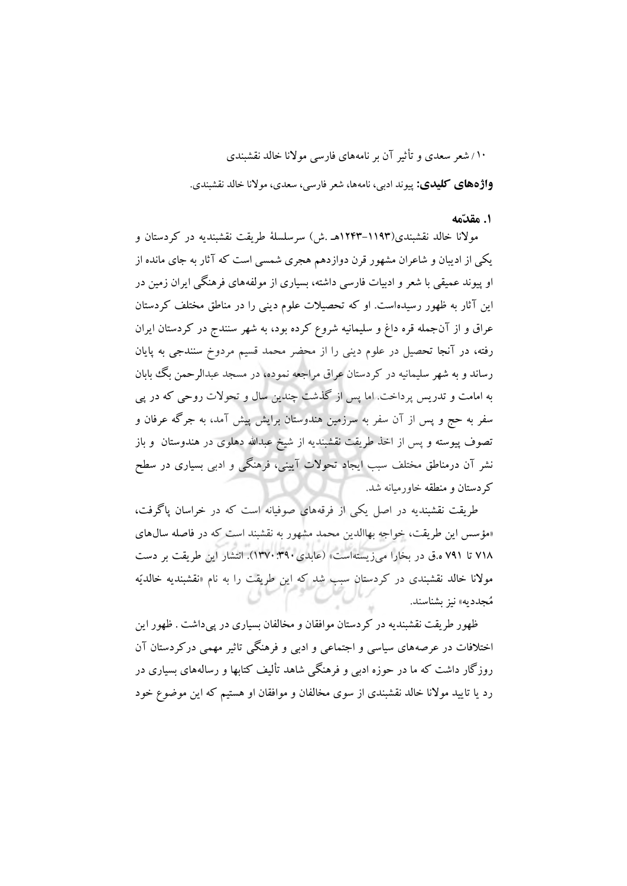**واژه‌های کلیدی:** پیوند ادبی، نامه‌ها، شعر فارسی، سعدی، مولانا خالد نقشبندی.

## ۱. مقدّمه

مولانا خالد نقشبندی(۱۱۹۳-۱۲۴۳هـ .ش) سرسلسلهٔ طریقت نقشبندیه در کردستان و یکی از ادیبان و شاعران مشهور قرن دوازدهم هجری شمسی است که آثار به جای مانده از او پیوند عمیقی با شعر و ادبیات فارسی داشته، بسیاری از مولفه‌های فرهنگی ایران زمین در این آثار به ظهور رسیده‌است. او که تحصیلات علوم دینی را در مناطق مختلف کردستان عراق و از آن‌جمله قره داغ و سلیمانیه شروع کرده بود، به شهر سنندج در کردستان ایران رفته، در آنجا تحصیل در علوم دینی را از محضر محمد قسیم مردوخ سنندجی به پایان رساند و به شهر سلیمانیه در کردستان عراق مراجعه نموده، در مسجد عبدالرحمن بگ بابان به امامت و تدریس پرداخت. اما پس از گذشت چندین سال و تحولات روحی که در پی سفر به حج و پس از آن سفر به سرزمین هندوستان برایش پیش آمد، به جرگه عرفان و تصوف پیوسته و پس از اخذ طریقت نقشبندیه از شیخ عبدالله دهلوی در هندوستان و باز نشر آن درمناطق مختلف سبب ایجاد تحولات آیینی، فرهنگی و ادبی بسیاری در سطح کردستان و منطقه خاورمیانه شد.

طریقت نقشبندیه در اصل یکی از فرقه‌های صوفیانه است که در خراسان پاگرفت، «مؤسس این طریقت، خواجه بهاالدین محمد مشهور به نقشبند است که در فاصله سال‌های ۷۱۸ تا ۷۹۱ ه.ق در بخارا می‌زیسته‌است» (عابدی۳۹۰:۱۳۷۰). انتشار این طریقت بر دست مولانا خالد نقشبندی در کردستان سبب شد که این طریقت را به نام «نقشبندیه خالدیّه مُجددیه» نیز بشناسند.

ظهور طریقت نقشبندیه در کردستان موافقان و مخالفان بسیاری در پی‌داشت . ظهور این اختلافات در عرصه‌های سیاسی و اجتماعی و ادبی و فرهنگی تاثیر مهمی درکردستان آن روزگار داشت که ما در حوزه ادبی و فرهنگی شاهد تألیف کتابها و رساله‌های بسیاری در رد یا تایید مولانا خالد نقشبندی از سوی مخالفان و موافقان او هستیم که این موضوع خود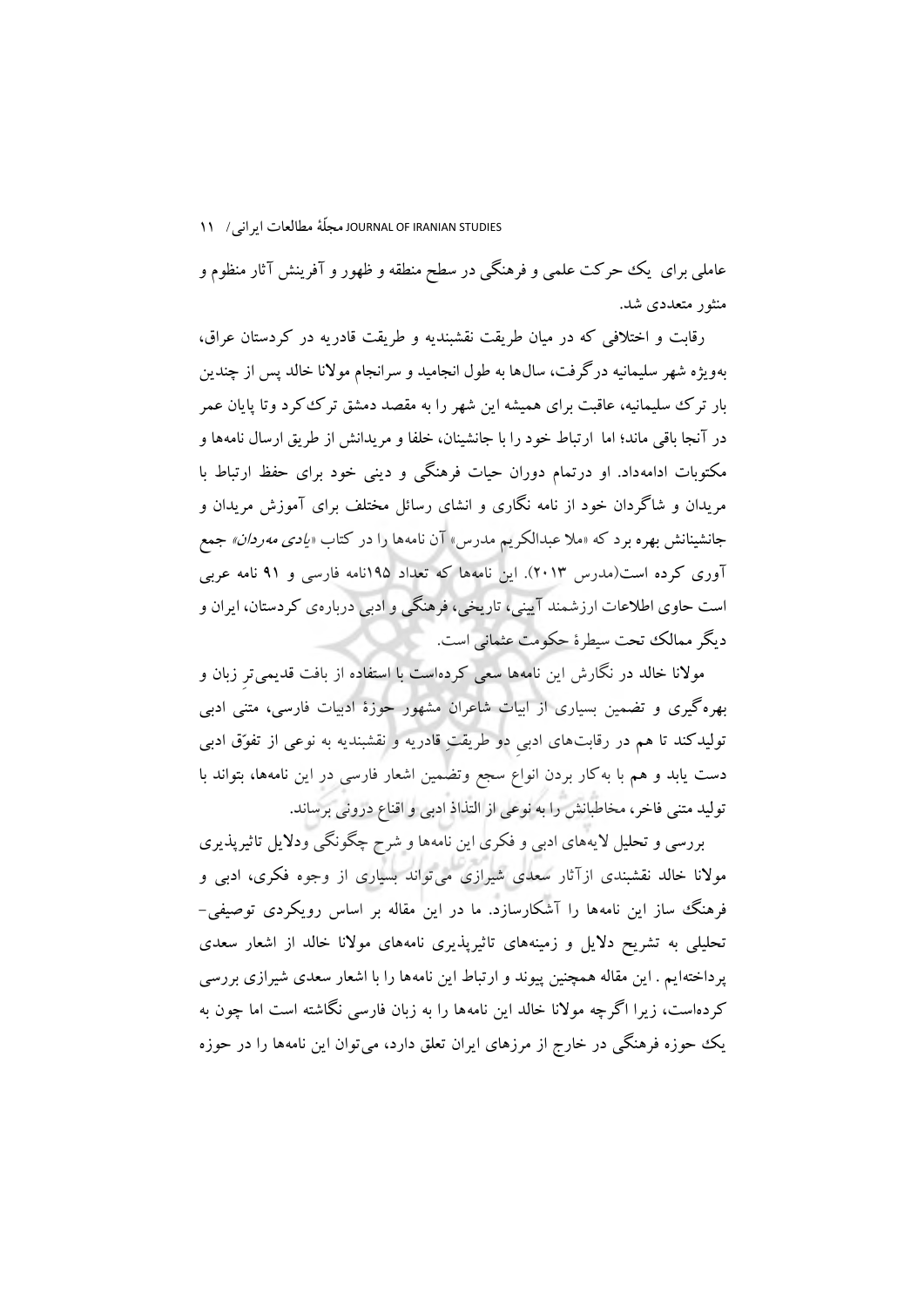عاملی برای یک حرکت علمی و فرهنگی در سطح منطقه و ظهور و آفرینش آثار منظوم و منثور متعددی شد.

رقابت و اختلافی که در میان طریقت نقشبندیه و طریقت قادریه در کردستان عراق، به‌ویژه شهر سلیمانیه درگرفت، سال‌ها به طول انجامید و سرانجام مولانا خالد پس از چندین بار ترک سلیمانیه، عاقبت برای همیشه این شهر را به مقصد دمشق ترک‌کرد وتا پایان عمر در آنجا باقی ماند؛ اما ارتباط خود را با جانشینان، خلفا و مریدانش از طریق ارسال نامه‌ها و مکتوبات ادامه‌داد. او درتمام دوران حیات فرهنگی و دینی خود برای حفظ ارتباط با مریدان و شاگردان خود از نامه نگاری و انشای رسائل مختلف برای آموزش مریدان و جانشینانش بهره برد که «ملا عبدالکریم مدرس» آن نامه‌ها را در کتاب «*یادی مه‌ردان*» جمع آوری کرده است(مدرس ۲۰۱۳). این نامه‌ها که تعداد ۱۹۵نامه فارسی و ۹۱ نامه عربی است حاوی اطلاعات ارزشمند آیینی، تاریخی، فرهنگی و ادبی درباره‌ی کردستان، ایران و دیگر ممالک تحت سیطرهٔ حکومت عثمانی است.

مولانا خالد در نگارش این نامه‌ها سعی کرده‌است با استفاده از بافت قدیمی‌ترِ زبان و بهره‌گیری و تضمین بسیاری از ابیات شاعران مشهور حوزهٔ ادبیات فارسی، متنی ادبی تولیدکند تا هم در رقابت‌های ادبیِ دو طریقتِ قادریه و نقشبندیه به نوعی از تفوّق ادبی دست یابد و هم با به‌کار بردن انواع سجع وتضمین اشعار فارسی در این نامه‌ها، بتواند با تولید متنی فاخر، مخاطبانش را به نوعی از التذاذ ادبی و اقناع درونی برساند.

بررسی و تحلیل لایه‌های ادبی و فکری این نامه‌ها و شرح چگونگی ودلایل تاثیرپذیری مولانا خالد نقشبندی ازآثار سعدی شیرازی می‌تواند بسیاری از وجوه فکری، ادبی و فرهنگ ساز این نامه‌ها را آشکارسازد. ما در این مقاله بر اساس رویکردی توصیفی- تحلیلی به تشریح دلایل و زمینه‌های تاثیرپذیری نامه‌های مولانا خالد از اشعار سعدی پرداخته‌ایم . این مقاله همچنین پیوند و ارتباط این نامه‌ها را با اشعار سعدی شیرازی بررسی کرده‌است، زیرا اگرچه مولانا خالد این نامه‌ها را به زبان فارسی نگاشته است اما چون به یک حوزه فرهنگی در خارج از مرزهای ایران تعلق دارد، می‌توان این نامه‌ها را در حوزه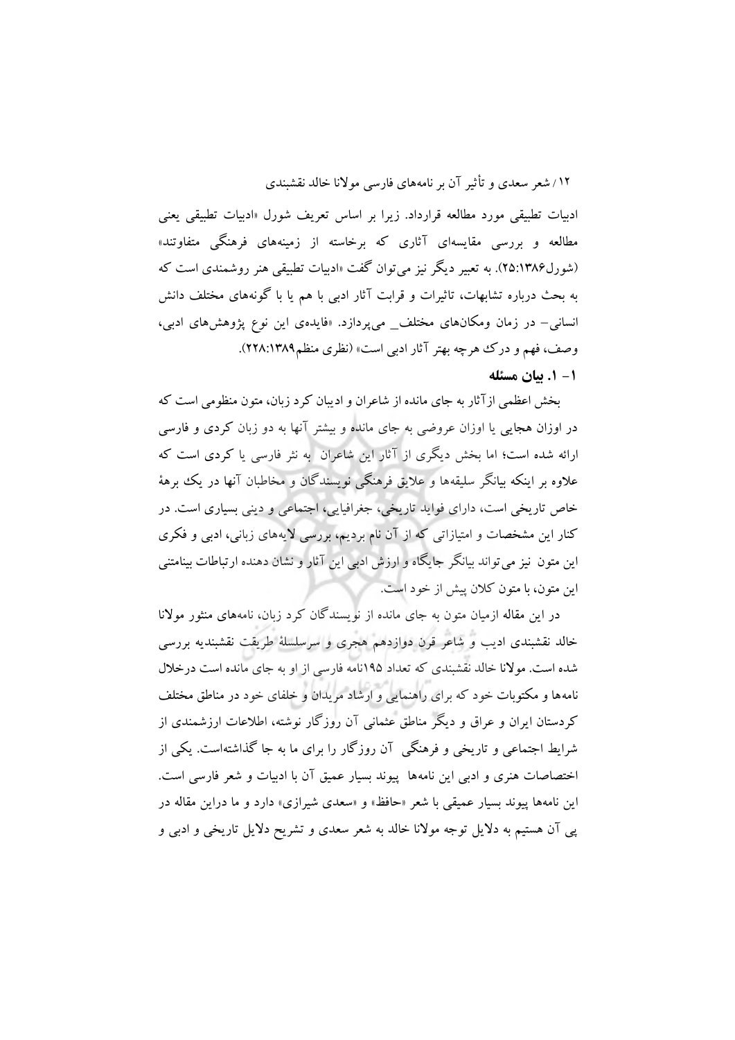ادبیات تطبیقی مورد مطالعه قرارداد. زیرا بر اساس تعریف شورل «ادبیات تطبیقی یعنی مطالعه و بررسی مقایسه‌ای آثاری که برخاسته از زمینه‌های فرهنگی متفاوتند» (شورل۱۳۸۶:۲۵). به تعبیر دیگر نیز می‌توان گفت «ادبیات تطبیقی هنر روشمندی است که به بحث درباره تشابهات، تاثیرات و قرابت آثار ادبی با هم یا با گونه‌های مختلف دانش انسانی– در زمان ومکان‌های مختلف_ می‌پردازد. «فایده‌ی این نوع پژوهش‌های ادبی، وصف، فهم و درک هرچه بهتر آثار ادبی است» (نظری منظم۱۳۸۹:۲۲۸).

### ۱– ۱. بیان مسئله

بخش اعظمی ازآثار به جای مانده از شاعران و ادیبان کرد زبان، متون منظومی است که در اوزان هجایی یا اوزان عروضی به جای مانده و بیشتر آنها به دو زبان کردی و فارسی ارائه شده است؛ اما بخش دیگری از آثار این شاعران به نثر فارسی یا کردی است که علاوه بر اینکه بیانگر سلیقه‌ها و علایق فرهنگی نویسندگان و مخاطبان آنها در یک برهۀ خاص تاریخی است، دارای فواید تاریخی، جغرافیایی، اجتماعی و دینی بسیاری است. در کنار این مشخصات و امتیازاتی که از آن نام بردیم، بررسی لایه‌های زبانی، ادبی و فکری این متون نیز می‌تواند بیانگر جایگاه و ارزش ادبی این آثار و نشان دهنده ارتباطات بینامتنی این متون، با متون کلان پیش از خود است.

در این مقاله ازمیان متون به جای مانده از نویسندگان کرد زبان، نامه‌های منثور مولانا خالد نقشبندی ادیب و شاعر قرن دوازدهم هجری و سرسلسلۀ طریقت نقشبندیه بررسی شده است. مولانا خالد نقشبندی که تعداد ۱۹۵نامه فارسی از او به جای مانده است درخلال نامه‌ها و مکتوبات خود که برای راهنمایی و ارشاد مریدان و خلفای خود در مناطق مختلف کردستان ایران و عراق و دیگر مناطق عثمانی آن روزگار نوشته، اطلاعات ارزشمندی از شرایط اجتماعی و تاریخی و فرهنگی آن روزگار را برای ما به جا گذاشته‌است. یکی از اختصاصات هنری و ادبی این نامه‌ها پیوند بسیار عمیق آن با ادبیات و شعر فارسی است. این نامه‌ها پیوند بسیار عمیقی با شعر «حافظ» و «سعدی شیرازی» دارد و ما دراین مقاله در پی آن هستیم به دلایل توجه مولانا خالد به شعر سعدی و تشریح دلایل تاریخی و ادبی و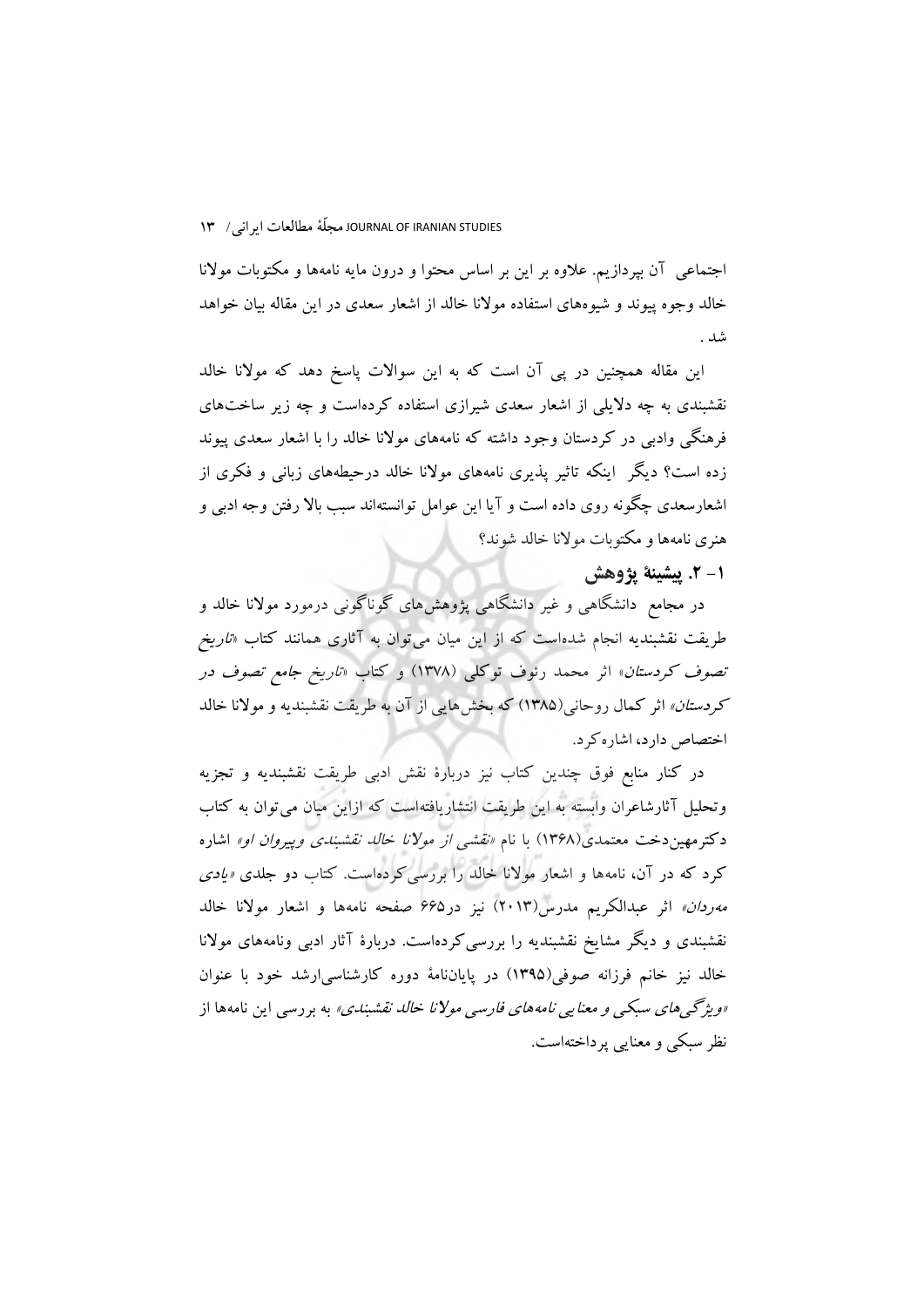اجتماعی آن بپردازیم. علاوه بر این بر اساس محتوا و درون مایه نامه‌ها و مکتوبات مولانا خالد وجوه پیوند و شیوه‌های استفاده مولانا خالد از اشعار سعدی در این مقاله بیان خواهد شد.

این مقاله همچنین در پی آن است که به این سوالات پاسخ دهد که مولانا خالد نقشبندی به چه دلایلی از اشعار سعدی شیرازی استفاده کرده‌است و چه زیر ساخت‌های فرهنگی وادبی در کردستان وجود داشته که نامه‌های مولانا خالد را با اشعار سعدی پیوند زده است؟ دیگر اینکه تاثیر پذیری نامه‌های مولانا خالد درحیطه‌های زبانی و فکری از اشعارسعدی چگونه روی داده است و آیا این عوامل توانسته‌اند سبب بالا رفتن وجه ادبی و هنری نامه‌ها و مکتوبات مولانا خالد شوند؟

### ۱- ۲. پیشینهٔ پژوهش

در مجامع دانشگاهی و غیر دانشگاهی پژوهش‌های گوناگونی درمورد مولانا خالد و طریقت نقشبندیه انجام شده‌است که از این میان می‌توان به آثاری همانند کتاب «*تاریخ تصوف کردستان*» اثر محمد رئوف توکلی (۱۳۷۸) و کتاب «*تاریخ جامع تصوف در کردستان*» اثر کمال روحانی(۱۳۸۵) که بخش‌هایی از آن به طریقت نقشبندیه و مولانا خالد اختصاص دارد، اشاره کرد.

در کنار منابع فوق چندین کتاب نیز دربارهٔ نقش ادبی طریقت نقشبندیه و تجزیه وتحلیل آثارشاعران وابسته به این طریقت انتشاریافته‌است که ازاین میان می‌توان به کتاب دکترمهین‌دخت معتمدی(۱۳۶۸) با نام «*نقشی از مولانا خالد نقشبندی وپیروان او*» اشاره کرد که در آن، نامه‌ها و اشعار مولانا خالد را بررسی کرده‌است. کتاب دو جلدی «*یادی مه‌ردان*» اثر عبدالکریم مدرس(۲۰۱۳) نیز در۶۶۵ صفحه نامه‌ها و اشعار مولانا خالد نقشبندی و دیگر مشایخ نقشبندیه را بررسی کرده‌است. دربارهٔ آثار ادبی ونامه‌های مولانا خالد نیز خانم فرزانه صوفی(۱۳۹۵) در پایان‌نامهٔ دوره کارشناسی‌ارشد خود با عنوان «*ویژگی‌های سبکی و معنایی نامه‌های فارسی مولانا خالد نقشبندی*» به بررسی این نامه‌ها از نظر سبکی و معنایی پرداخته‌است.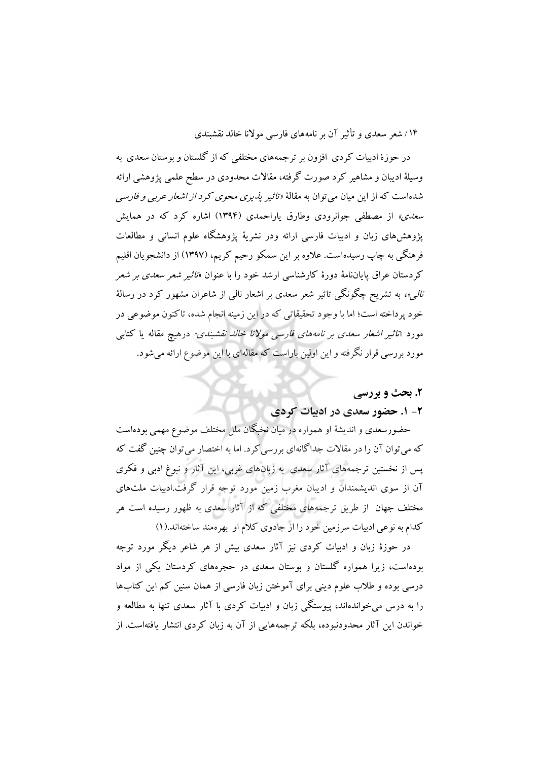در حوزهٔ ادبیات کردی افزون بر ترجمه‌های مختلفی که از گلستان و بوستان سعدی به وسیلهٔ ادیبان و مشاهیر کرد صورت گرفته، مقالات محدودی در سطح علمی پژوهشی ارائه شده‌است که از این میان می‌توان به مقالهٔ «*تاثیر پذیری محوی کرد از اشعار عربی و فارسی سعدی*» از مصطفی جوانرودی وطارق یاراحمدی (۱۳۹۴) اشاره کرد که در همایش پژوهش‌های زبان و ادبیات فارسی ارائه ودر نشریهٔ پژوهشگاه علوم انسانی و مطالعات فرهنگی به چاپ رسیده‌است. علاوه بر این سمکو رحیم کریم، (۱۳۹۷) از دانشجویان اقلیم کردستان عراق پایان‌نامهٔ دورهٔ کارشناسی ارشد خود را با عنوان «*تاثیر شعر سعدی بر شعر نالی*»، به تشریح چگونگی تاثیر شعر سعدی بر اشعار نالی از شاعران مشهور کرد در رسالهٔ خود پرداخته است؛ اما با وجود تحقیقاتی که در این زمینه انجام شده، تاکنون موضوعی در مورد «*تاثیر اشعار سعدی بر نامه‌های فارسی مولانا خالد نقشبندی*» درهیچ مقاله یا کتابی مورد بررسی قرار نگرفته و این اولین باراست که مقاله‌ای با این موضوع ارائه می‌شود.

## ۲. بحث و بررسی

### ۲- ۱. حضور سعدی در ادبیات کردی

حضورسعدی و اندیشهٔ او همواره در میان نخبگان ملل مختلف موضوع مهمی بوده‌است که می‌توان آن را در مقالات جداگانه‌ای بررسی کرد. اما به اختصار می‌توان چنین گفت که پس از نخستین ترجمه‌های آثار سعدی به زبان‌های غربی، این آثار و نبوغ ادبی و فکری آن از سوی اندیشمندان و ادیبان مغرب زمین مورد توجه قرار گرفت.ادبیات ملت‌های مختلف جهان از طریق ترجمه‌های مختلفی که از آثار سعدی به ظهور رسیده است هر کدام به نوعی ادبیات سرزمین خود را از جادوی کلام او بهره‌مند ساخته‌اند.(۱)

در حوزهٔ زبان و ادبیات کردی نیز آثار سعدی بیش از هر شاعر دیگر مورد توجه بوده‌است، زیرا همواره گلستان و بوستان سعدی در حجره‌های کردستان یکی از مواد درسی بوده و طلاب علوم دینی برای آموختن زبان فارسی از همان سنین کم این کتاب‌ها را به درس می‌خوانده‌اند، پیوستگی زبان و ادبیات کردی با آثار سعدی تنها به مطالعه و خواندن این آثار محدودنبوده، بلکه ترجمه‌هایی از آن به زبان کردی انتشار یافته‌است. از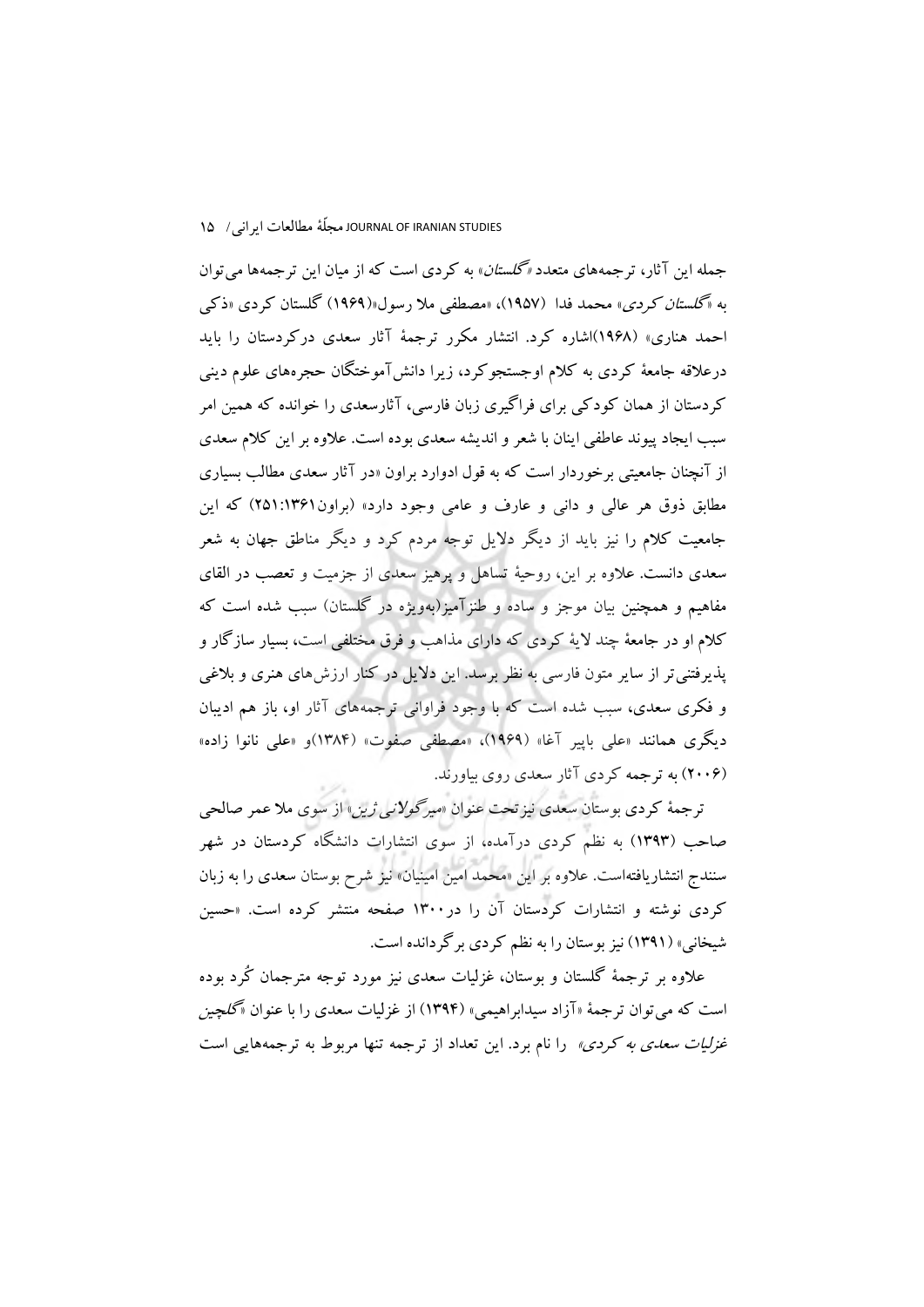جمله این آثار، ترجمه‌های متعدد «*گلستان*» به کردی است که از میان این ترجمه‌ها می‌توان به «*گلستان کردی*» محمد فدا (۱۹۵۷)، «مصطفی ملا رسول»(۱۹۶۹) گلستان کردی «ذکی احمد هناری» (۱۹۶۸)اشاره کرد. انتشار مکرر ترجمهٔ آثار سعدی درکردستان را باید درعلاقه جامعهٔ کردی به کلام اوجستجوکرد، زیرا دانش‌آموختگان حجره‌های علوم دینی کردستان از همان کودکی برای فراگیری زبان فارسی، آثارسعدی را خوانده که همین امر سبب ایجاد پیوند عاطفی اینان با شعر و اندیشه سعدی بوده است. علاوه بر این کلام سعدی از آنچنان جامعیتی برخوردار است که به قول ادوارد براون «در آثار سعدی مطالب بسیاری مطابق ذوق هر عالی و دانی و عارف و عامی وجود دارد» (براون۱۳۶۱:۲۵۱) که این جامعیت کلام را نیز باید از دیگر دلایل توجه مردم کرد و دیگر مناطق جهان به شعر سعدی دانست. علاوه بر این، روحیهٔ تساهل و پرهیز سعدی از جزمیت و تعصب در القای مفاهیم و همچنین بیان موجز و ساده و طنزآمیز(به‌ویژه در گلستان) سبب شده است که کلام او در جامعهٔ چند لایهٔ کردی که دارای مذاهب و فرق مختلفی است، بسیار سازگار و پذیرفتنی‌تر از سایر متون فارسی به نظر برسد. این دلایل در کنار ارزش‌های هنری و بلاغی و فکری سعدی، سبب شده است که با وجود فراوانی ترجمه‌های آثار او، باز هم ادیبان دیگری همانند «علی باپیر آغا» (۱۹۶۹)، «مصطفی صفوت» (۱۳۸۴)و «علی نانوا زاده» (۲۰۰۶) به ترجمه کردی آثار سعدی روی بیاورند.

ترجمهٔ کردی بوستان سعدی نیزتحت عنوان «*میرگولانی ژین*» از سوی ملا عمر صالحی صاحب (۱۳۹۳) به نظم کردی درآمده، از سوی انتشارات دانشگاه کردستان در شهر سنندج انتشاریافته‌است. علاوه بر این «محمد امین امینیان» نیز شرح بوستان سعدی را به زبان کردی نوشته و انتشارات کردستان آن را در۱۳۰۰ صفحه منتشر کرده است. «حسین شیخانی» (۱۳۹۱) نیز بوستان را به نظم کردی برگردانده است.

علاوه بر ترجمهٔ گلستان و بوستان، غزلیات سعدی نیز مورد توجه مترجمان کُرد بوده است که می‌توان ترجمهٔ «آزاد سیدابراهیمی» (۱۳۹۴) از غزلیات سعدی را با عنوان «*گلچین غزلیات سعدی به کردی*» را نام برد. این تعداد از ترجمه تنها مربوط به ترجمه‌هایی است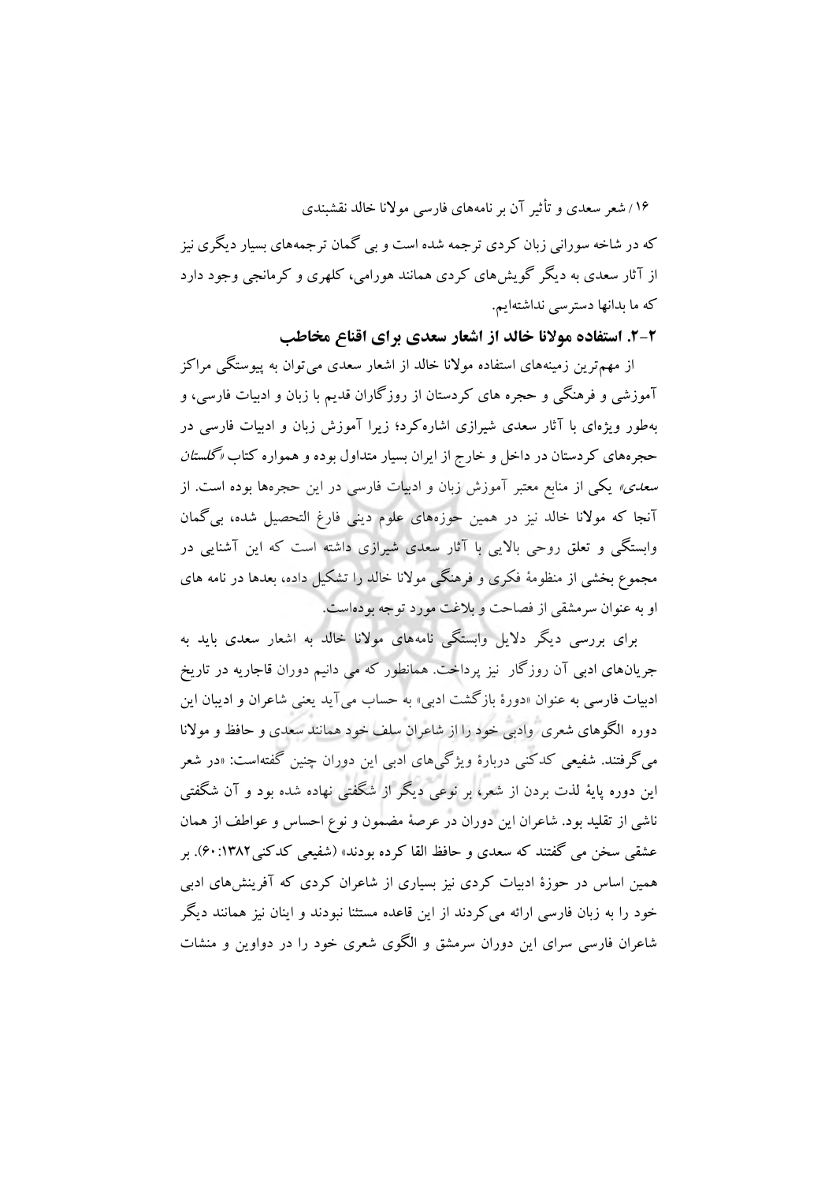که در شاخه سورانی زبان کردی ترجمه شده است و بی گمان ترجمه‌های بسیار دیگری نیز از آثار سعدی به دیگر گویش‌های کردی همانند هورامی، کلهری و کرمانجی وجود دارد که ما بدانها دسترسی نداشته‌ایم.

## ۲-۲. استفاده مولانا خالد از اشعار سعدی برای اقناع مخاطب

از مهم‌ترین زمینه‌های استفاده مولانا خالد از اشعار سعدی می‌توان به پیوستگی مراکز آموزشی و فرهنگی و حجره های کردستان از روزگاران قدیم با زبان و ادبیات فارسی، و به‌طور ویژه‌ای با آثار سعدی شیرازی اشاره‌کرد؛ زیرا آموزش زبان و ادبیات فارسی در حجره‌های کردستان در داخل و خارج از ایران بسیار متداول بوده و همواره کتاب «*گلستان سعدی*» یکی از منابع معتبر آموزش زبان و ادبیات فارسی در این حجره‌ها بوده است. از آنجا که مولانا خالد نیز در همین حوزه‌های علوم دینی فارغ التحصیل شده، بی‌گمان وابستگی و تعلق روحی بالایی با آثار سعدی شیرازی داشته است که این آشنایی در مجموع بخشی از منظومهٔ فکری و فرهنگی مولانا خالد را تشکیل داده، بعدها در نامه های او به عنوان سرمشقی از فصاحت و بلاغت مورد توجه بوده‌است.

برای بررسی دیگر دلایل وابستگی نامه‌های مولانا خالد به اشعار سعدی باید به جریان‌های ادبی آن روزگار نیز پرداخت. همانطور که می دانیم دوران قاجاریه در تاریخ ادبیات فارسی به عنوان «دورهٔ بازگشت ادبی» به حساب می‌آید یعنی شاعران و ادیبان این دوره الگوهای شعری وادبی خود را از شاعران سلف خود همانند سعدی و حافظ و مولانا می‌گرفتند. شفیعی کدکنی دربارهٔ ویژگی‌های ادبی این دوران چنین گفته‌است: «در شعر این دوره پایهٔ لذت بردن از شعر، بر نوعی دیگر از شگفتی نهاده شده بود و آن شگفتی ناشی از تقلید بود. شاعران این دوران در عرصهٔ مضمون و نوع احساس و عواطف از همان عشقی سخن می گفتند که سعدی و حافظ القا کرده بودند» (شفیعی کدکنی۱۳۸۲: ۶۰). بر همین اساس در حوزهٔ ادبیات کردی نیز بسیاری از شاعران کردی که آفرینش‌های ادبی خود را به زبان فارسی ارائه می‌کردند از این قاعده مستثنا نبودند و اینان نیز همانند دیگر شاعران فارسی سرای این دوران سرمشق و الگوی شعری خود را در دواوین و منشات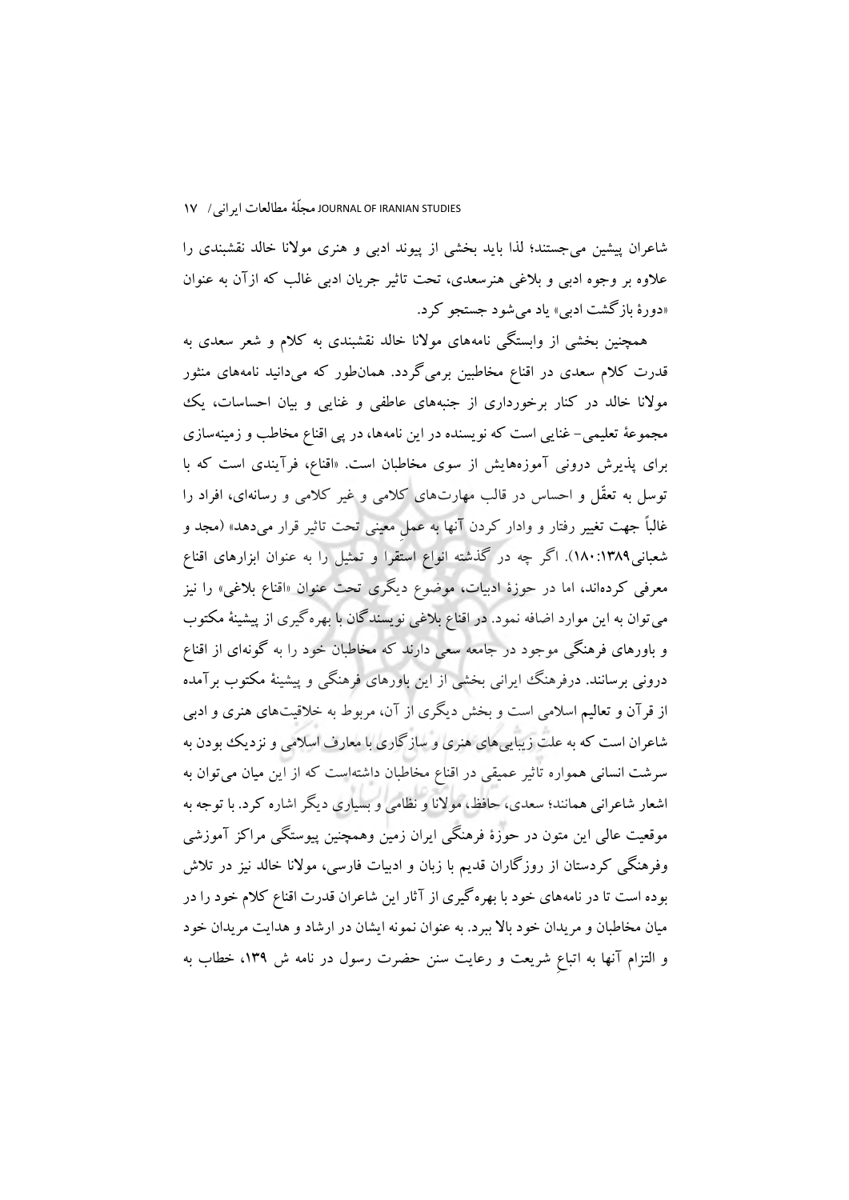شاعران پیشین می‌جستند؛ لذا باید بخشی از پیوند ادبی و هنری مولانا خالد نقشبندی را علاوه بر وجوه ادبی و بلاغی هنرسعدی، تحت تاثیر جریان ادبی غالب که ازآن به عنوان «دورهٔ بازگشت ادبی» یاد می‌شود جستجو کرد.

همچنین بخشی از وابستگی نامه‌های مولانا خالد نقشبندی به کلام و شعر سعدی به قدرت کلام سعدی در اقناع مخاطبین برمی‌گردد. همان‌طور که می‌دانید نامه‌های منثور مولانا خالد در کنار برخورداری از جنبه‌های عاطفی و غنایی و بیان احساسات، یک مجموعهٔ تعلیمی- غنایی است که نویسنده در این نامه‌ها، در پی اقناع مخاطب و زمینه‌سازی برای پذیرش درونی آموزه‌هایش از سوی مخاطبان است. «اقناع، فرآیندی است که با توسل به تعقّل و احساس در قالب مهارت‌های کلامی و غیر کلامی و رسانه‌ای، افراد را غالباً جهت تغییر رفتار و وادار کردن آنها به عملِ معینی تحت تاثیر قرار می‌دهد» (مجد و شعبانی۱۳۸۹:۱۸۰). اگر چه در گذشته انواع استقرا و تمثیل را به عنوان ابزارهای اقناع معرفی کرده‌اند، اما در حوزهٔ ادبیات، موضوع دیگری تحت عنوان «اقناع بلاغی» را نیز می‌توان به این موارد اضافه نمود. در اقناع بلاغی نویسندگان با بهره‌گیری از پیشینهٔ مکتوب و باورهای فرهنگی موجود در جامعه سعی دارند که مخاطبان خود را به گونه‌ای از اقناع درونی برسانند. درفرهنگ ایرانی بخشی از این باورهای فرهنگی و پیشینهٔ مکتوب برآمده از قرآن و تعالیم اسلامی است و بخش دیگری از آن، مربوط به خلاقیت‌های هنری و ادبی شاعران است که به علت زیبایی‌های هنری و سازگاری با معارف اسلامی و نزدیک بودن به سرشت انسانی همواره تاثیر عمیقی در اقناع مخاطبان داشته‌است که از این میان می‌توان به اشعار شاعرانی همانند؛ سعدی، حافظ، مولانا و نظامی و بسیاری دیگر اشاره کرد. با توجه به موقعیت عالی این متون در حوزهٔ فرهنگی ایران زمین وهمچنین پیوستگی مراکز آموزشی وفرهنگی کردستان از روزگاران قدیم با زبان و ادبیات فارسی، مولانا خالد نیز در تلاش بوده است تا در نامه‌های خود با بهره‌گیری از آثار این شاعران قدرت اقناع کلام خود را در میان مخاطبان و مریدان خود بالا ببرد. به عنوان نمونه ایشان در ارشاد و هدایت مریدان خود و التزام آنها به اتباعِ شریعت و رعایت سنن حضرت رسول در نامه ش ۱۳۹، خطاب به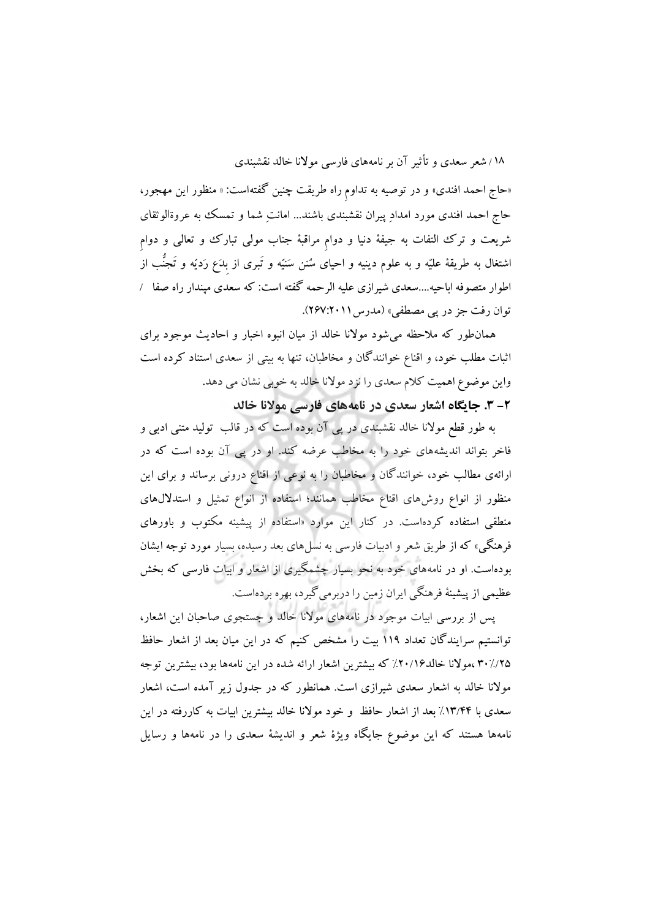«حاج احمد افندی» و در توصیه به تداومِ راه طریقت چنین گفته‌است: « منظور این مهجور، حاج احمد افندی مورد امدادِ پیران نقشبندی باشند... امانتِ شما و تمسک به عروةالوثقای شریعت و ترک التفات به جیفهٔ دنیا و دوامِ مراقبهٔ جناب مولی تبارک و تعالی و دوامِ اشتغال به طریقهٔ علیّه و به علوم دینیه و احیای سُنن سَنیّه و تَبری از بِدَع رَدیّه و تَجنُّب از اطوار متصوفه اباحیه....سعدی شیرازی علیه الرحمه گفته است: که سعدی مپندار راه صفا / توان رفت جز در پی مصطفی» (مدرس۲۰۱۱:۲۶۷).

همان‌طور که ملاحظه می‌شود مولانا خالد از میان انبوه اخبار و احادیث موجود برای اثبات مطلب خود، و اقناع خوانندگان و مخاطبان، تنها به بیتی از سعدی استناد کرده است واین موضوع اهمیت کلام سعدی را نزد مولانا خالد به خوبی نشان می دهد.

## ۲- ۳. جایگاه اشعار سعدی در نامه‌های فارسی مولانا خالد

به طور قطع مولانا خالد نقشبندی در پی آن بوده است که در قالب تولید متنی ادبی و فاخر بتواند اندیشه‌های خود را به مخاطب عرضه کند. او در پی آن بوده است که در ارائه‌ی مطالب خود، خوانندگان و مخاطبان را به نوعی از اقناع درونی برساند و برای این منظور از انواع روش‌های اقناع مخاطب همانند؛ استفاده از انواع تمثیل و استدلال‌های منطقی استفاده کرده‌است. در کنار این موارد «استفاده از پیشینه مکتوب و باورهای فرهنگی» که از طریق شعر و ادبیات فارسی به نسل‌های بعد رسیده، بسیار مورد توجه ایشان بوده‌است. او در نامه‌های خود به نحو بسیار چشمگیری از اشعار و ابیات فارسی که بخش عظیمی از پیشینهٔ فرهنگی ایران زمین را دربرمی‌گیرد، بهره برده‌است.

پس از بررسی ابیات موجود در نامه‌های مولانا خالد و جستجوی صاحبان این اشعار، توانستیم سرایندگان تعداد ۱۱۹ بیت را مشخص کنیم که در این میان بعد از اشعار حافظ ۲۵/۳۰٪، مولانا خالد۲۰/۱۶٪ که بیشترین اشعار ارائه شده در این نامه‌ها بود، بیشترین توجه مولانا خالد به اشعار سعدی شیرازی است. همانطور که در جدول زیر آمده است، اشعار سعدی با ۱۳/۴۴٪ بعد از اشعار حافظ و خود مولانا خالد بیشترین ابیات به کاررفته در این نامه‌ها هستند که این موضوع جایگاه ویژهٔ شعر و اندیشهٔ سعدی را در نامه‌ها و رسایل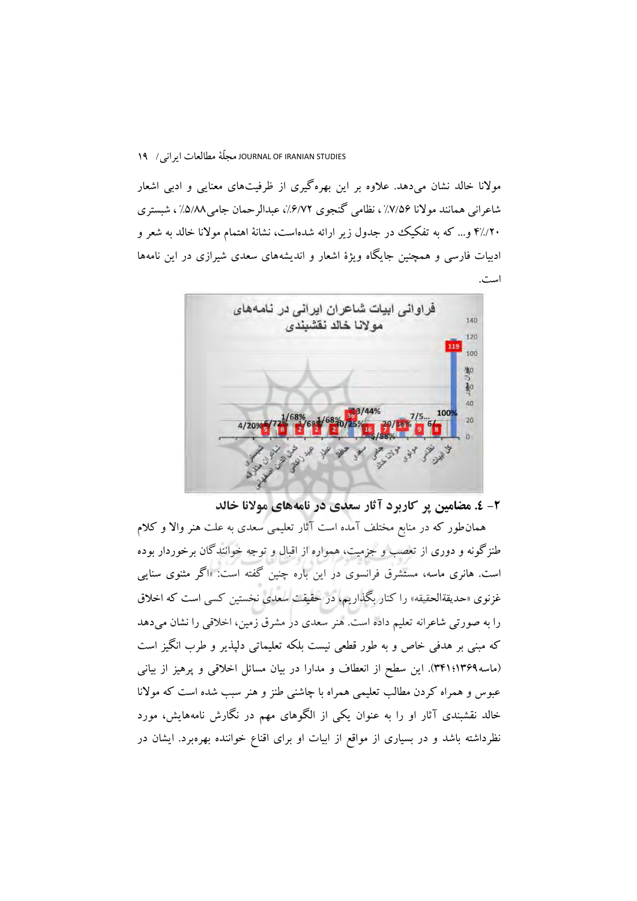مولانا خالد نشان می‌دهد. علاوه بر این بهره‌گیری از ظرفیت‌های معنایی و ادبی اشعار شاعرانی همانند مولانا ۷/۵۶٪ ، نظامی گنجوی ۶/۷۲٪، عبدالرحمان جامی۵/۸۸٪ ، شبستری ۴/۲۰٪ و... که به تفکیک در جدول زیر ارائه شده‌است، نشانهٔ اهتمام مولانا خالد به شعر و ادبیات فارسی و همچنین جایگاه ویژهٔ اشعار و اندیشه‌های سعدی شیرازی در این نامه‌ها است.

## ۲- ٤. مضامین پر کاربرد آثار سعدی در نامه‌های مولانا خالد

همان‌طور که در منابع مختلف آمده است آثار تعلیمی سعدی به علت هنر والا و کلام طنزگونه و دوری از تعصب و جزمیت، همواره از اقبال و توجه خوانندگان برخوردار بوده است. هانری ماسه، مستشرق فرانسوی در این باره چنین گفته است: «اگر مثنوی سنایی غزنوی «حدیقةالحقیقه» را کنار بگذاریم، در حقیقت سعدی نخستین کسی است که اخلاق را به صورتی شاعرانه تعلیم داده است. هنر سعدی در مشرق زمین، اخلاقی را نشان می‌دهد که مبنی بر هدفی خاص و به طور قطعی نیست بلکه تعلیماتی دلپذیر و طرب انگیز است (ماسه۱۳۶۹؛۳۴۱). این سطح از انعطاف و مدارا در بیان مسائل اخلاقی و پرهیز از بیانی عبوس و همراه کردن مطالب تعلیمی همراه با چاشنی طنز و هنر سبب شده است که مولانا خالد نقشبندی آثار او را به عنوان یکی از الگوهای مهم در نگارش نامه‌هایش، مورد نظرداشته باشد و در بسیاری از مواقع از ابیات او برای اقناع خواننده بهره‌برد. ایشان در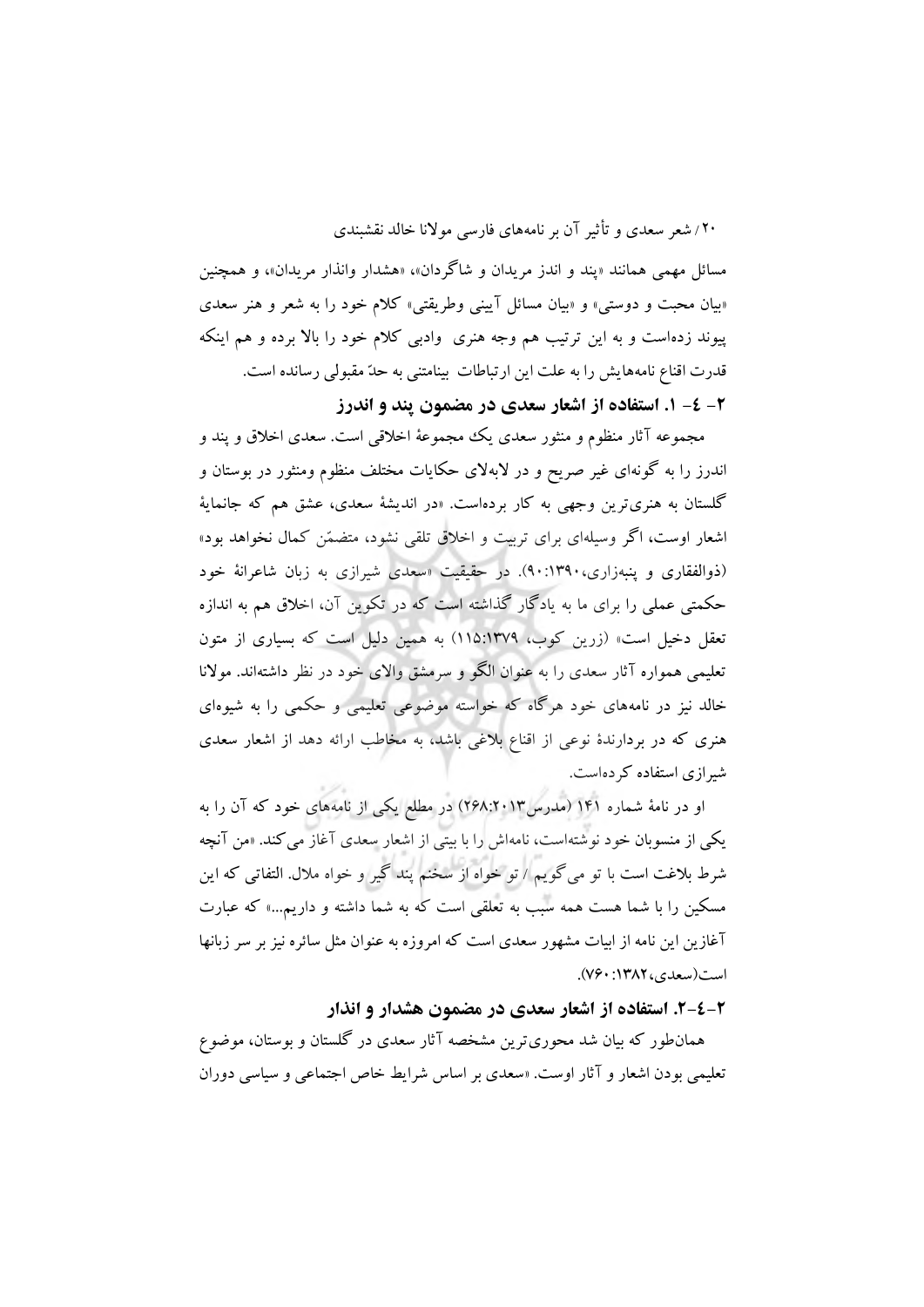مسائل مهمی همانند «پند و اندز مریدان و شاگردان»، «هشدار وانذار مریدان»، و همچنین «بیان محبت و دوستی» و «بیان مسائل آیینی وطریقتی» کلام خود را به شعر و هنر سعدی پیوند زده‌است و به این ترتیب هم وجه هنری وادبی کلام خود را بالا برده و هم اینکه قدرت اقناع نامه‌هایش را به علت این ارتباطات بینامتنی به حدّ مقبولی رسانده است.

### ۲- ٤- ۱. استفاده از اشعار سعدی در مضمون پند و اندرز

مجموعه آثار منظوم و منثور سعدی یک مجموعهٔ اخلاقی است. سعدی اخلاق و پند و اندرز را به گونه‌ای غیر صریح و در لابه‌لای حکایات مختلف منظوم ومنثور در بوستان و گلستان به هنری‌ترین وجهی به کار برده‌است. «در اندیشهٔ سعدی، عشق هم که جانمایهٔ اشعار اوست، اگر وسیله‌ای برای تربیت و اخلاق تلقی نشود، متضمّن کمال نخواهد بود» (ذوالفقاری و پنبه‌زاری، ۱۳۹۰:۹۰). در حقیقت «سعدی شیرازی به زبان شاعرانهٔ خود حکمتی عملی را برای ما به یادگار گذاشته است که در تکوین آن، اخلاق هم به اندازه تعقل دخیل است» (زرین کوب، ۱۳۷۹:۱۱۵) به همین دلیل است که بسیاری از متون تعلیمی همواره آثار سعدی را به عنوان الگو و سرمشق والای خود در نظر داشته‌اند. مولانا خالد نیز در نامه‌های خود هرگاه که خواسته موضوعی تعلیمی و حکمی را به شیوه‌ای هنری که در بردارندهٔ نوعی از اقناع بلاغی باشد، به مخاطب ارائه دهد از اشعار سعدی شیرازی استفاده کرده‌است.

او در نامهٔ شماره ۱۴۱ (مدرس۲۰۱۳:۲۶۸) در مطلع یکی از نامه‌های خود که آن را به یکی از منسوبان خود نوشته‌است، نامه‌اش را با بیتی از اشعار سعدی آغاز می‌کند. «من آنچه شرط بلاغت است با تو می‌گویم / تو خواه از سخنم پند گیر و خواه ملال. التفاتی که این مسکین را با شما هست همه سبب به تعلقی است که به شما داشته و داریم...» که عبارت آغازین این نامه از ابیات مشهور سعدی است که امروزه به عنوان مثل سائره نیز بر سر زبانها است(سعدی،۱۳۸۲: ۷۶۰).

### ۲-٤-۲. استفاده از اشعار سعدی در مضمون هشدار و انذار

همان‌طور که بیان شد محوری‌ترین مشخصه آثار سعدی در گلستان و بوستان، موضوع تعلیمی بودن اشعار و آثار اوست. «سعدی بر اساس شرایط خاص اجتماعی و سیاسی دوران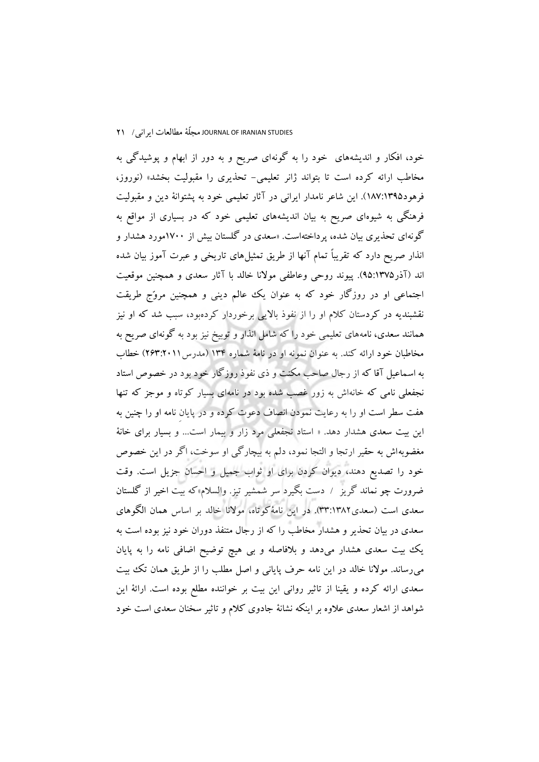خود، افکار و اندیشه‌های خود را به گونه‌ای صریح و به دور از ابهام و پوشیدگی به مخاطب ارائه کرده است تا بتواند ژانر تعلیمی- تحذیری را مقبولیت بخشد» (نوروز، فرهود۱۳۹۵:۱۸۷). این شاعر نامدار ایرانی در آثار تعلیمی خود به پشتوانهٔ دین و مقبولیت فرهنگی به شیوه‌ای صریح به بیان اندیشه‌های تعلیمی خود که در بسیاری از مواقع به گونه‌ای تحذیری بیان شده، پرداخته‌است. «سعدی در گلستان بیش از ۱۷۰۰مورد هشدار و انذار صریح دارد که تقریباً تمام آنها از طریق تمثیل‌های تاریخی و عبرت آموز بیان شده اند (آذر۱۳۷۵:۹۵). پیوند روحی وعاطفی مولانا خالد با آثار سعدی و همچنین موقعیت اجتماعی او در روزگار خود که به عنوان یک عالم دینی و همچنین مروّج طریقت نقشبندیه در کردستان کلام او را از نفوذ بالایی برخوردار کرده‌بود، سبب شد که او نیز همانند سعدی، نامه‌های تعلیمی خود را که شامل انذار و توبیخ نیز بود به گونه‌ای صریح به مخاطبان خود ارائه کند. به عنوان نمونه او در نامهٔ شماره ۱۳۴ (مدرس۲۰۱۱:۲۶۳) خطاب به اسماعیل آقا که از رجال صاحب مکنت و ذی نفوذ روزگار خود بود در خصوص استاد نجفعلی نامی که خانه‌اش به زور غصب شده بود در نامه‌ای بسیار کوتاه و موجز که تنها هفت سطر است او را به رعایت نمودن انصاف دعوت کرده و در پایانِ نامه او را چنین به این بیت سعدی هشدار دهد. « استاد نجفعلی مرد زار و بیمار است... و بسیار برای خانهٔ مغضوبه‌اش به حقیر ارتجا و التجا نمود، دلم به بیچارگی او سوخت، اگر در این خصوص خود را تصدیع دهند، دیوان کردن برای او ثواب جمیل و احسان جزیل است. وقت ضرورت چو نماند گریز / دست بگیرد سر شمشیر تیز. والسلام»که بیت اخیر از گلستان سعدی است (سعدی۱۳۸۲:۳۳). در این نامهٔ‌کوتاه، مولانا خالد بر اساس همان الگوهای سعدی در بیان تحذیر و هشدار مخاطب را که از رجال متنفذ دوران خود نیز بوده است به یک بیت سعدی هشدار می‌دهد و بلافاصله و بی هیچ توضیح اضافی نامه را به پایان می‌رساند. مولانا خالد در این نامه حرف پایانی و اصل مطلب را از طریق همان تک بیت سعدی ارائه کرده و یقینا از تاثیر روانی این بیت بر خواننده مطلع بوده است. ارائهٔ این شواهد از اشعار سعدی علاوه بر اینکه نشانهٔ جادوی کلام و تاثیر سخنان سعدی است خود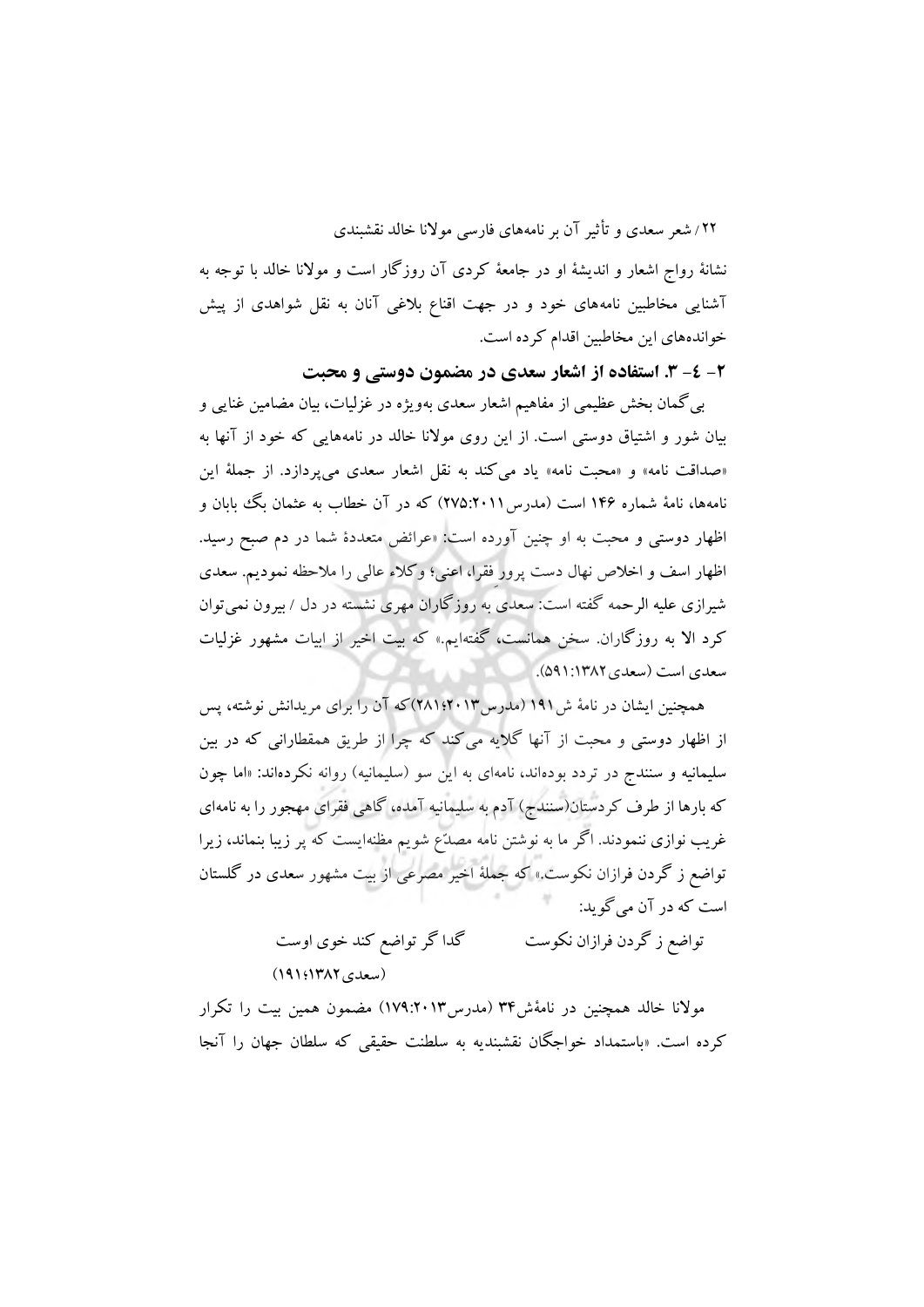نشانهٔ رواج اشعار و اندیشهٔ او در جامعهٔ کردی آن روزگار است و مولانا خالد با توجه به آشنایی مخاطبین نامه‌های خود و در جهت اقناع بلاغی آنان به نقل شواهدی از پیش خوانده‌های این مخاطبین اقدام کرده است.

### ۲- ٤- ۳. استفاده از اشعار سعدی در مضمون دوستی و محبت

بی‌گمان بخش عظیمی از مفاهیم اشعار سعدی به‌ویژه در غزلیات، بیان مضامین غنایی و بیان شور و اشتیاق دوستی است. از این روی مولانا خالد در نامه‌هایی که خود از آنها به «صداقت نامه» و «محبت نامه» یاد می‌کند به نقل اشعار سعدی می‌پردازد. از جملهٔ این نامه‌ها، نامهٔ شماره ۱۴۶ است (مدرس۲۰۱۱:۲۷۵) که در آن خطاب به عثمان بگ بابان و اظهار دوستی و محبت به او چنین آورده است: «عرائض متعددهٔ شما در دم صبح رسید. اظهار اسف و اخلاص نهال دست پرورِ فقرا، اعنی؛ وکلاء عالی را ملاحظه نمودیم. سعدی شیرازی علیه الرحمه گفته است: سعدی به روزگاران مهری نشسته در دل / بیرون نمی‌توان کرد الا به روزگاران. سخن همانست، گفته‌ایم.» که بیت اخیر از ابیات مشهور غزلیات سعدی است (سعدی۱۳۸۲:۵۹۱).

همچنین ایشان در نامهٔ ش۱۹۱ (مدرس۲۰۱۳؛۲۸۱)که آن را برای مریدانش نوشته، پس از اظهار دوستی و محبت از آنها گلایه می‌کند که چرا از طریق همقطارانی که در بین سلیمانیه و سنندج در تردد بوده‌اند، نامه‌ای به این سو (سلیمانیه) روانه نکرده‌اند: «اما چون که بارها از طرف کردستان(سنندج) آدم به سلیمانیه آمده، گاهی فقرای مهجور را به نامه‌ای غریب نوازی ننمودند. اگر ما به نوشتن نامه مصدّع شویم مظنه‌ایست که پر زیبا بنماند، زیرا تواضع ز گردن فرازان نکوست.» که جملهٔ اخیر مصرعی از بیت مشهور سعدی در گلستان است که در آن می‌گوید:

تواضع ز گردن فرازان نکوست &nbsp;&nbsp;&nbsp;&nbsp;&nbsp;&nbsp; گدا گر تواضع کند خوی اوست

(سعدی۱۳۸۲؛۱۹۱)

مولانا خالد همچنین در نامهٔش۳۴ (مدرس۲۰۱۳:۱۷۹) مضمون همین بیت را تکرار کرده است. «باستمداد خواجگان نقشبندیه به سلطنت حقیقی که سلطان جهان را آنجا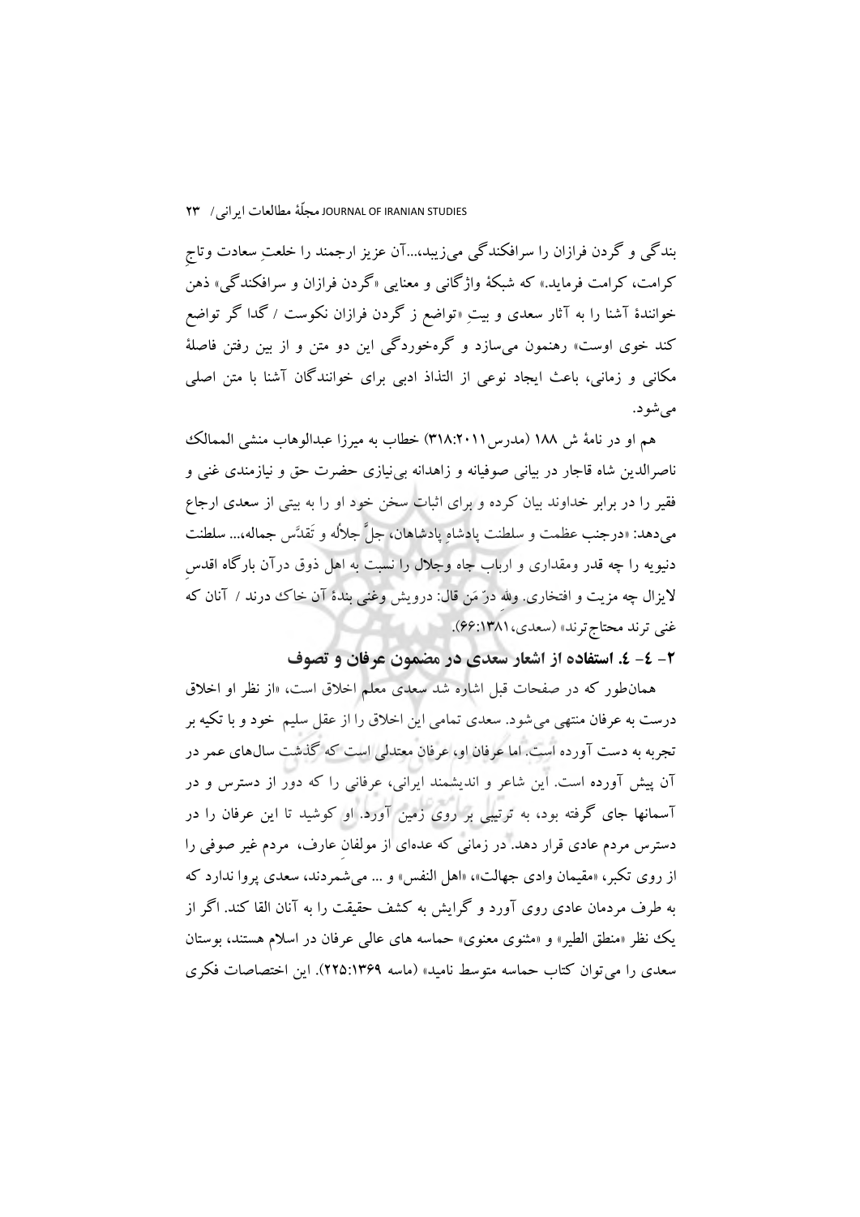بندگی و گردن فرازان را سرافکندگی می‌زیبد،...آن عزیز ارجمند را خلعتِ سعادت وتاجِ کرامت، کرامت فرماید.» که شبکهٔ واژگانی و معنایی «گردن فرازان و سرافکندگی» ذهن خوانندهٔ آشنا را به آثار سعدی و بیتِ «تواضع ز گردن فرازان نکوست / گدا گر تواضع کند خوی اوست» رهنمون می‌سازد و گره‌خوردگی این دو متن و از بین رفتن فاصلهٔ مکانی و زمانی، باعث ایجاد نوعی از التذاذ ادبی برای خوانندگان آشنا با متن اصلی می‌شود.

هم او در نامهٔ ش ۱۸۸ (مدرس۲۰۱۱:۳۱۸) خطاب به میرزا عبدالوهاب منشی الممالک ناصرالدین شاه قاجار در بیانی صوفیانه و زاهدانه بی‌نیازی حضرت حق و نیازمندی غنی و فقیر را در برابر خداوند بیان کرده و برای اثبات سخن خود او را به بیتی از سعدی ارجاع می‌دهد: «درجنب عظمت و سلطنت پادشاهِ پادشاهان، جلَّ جلالُه و تَقدَّس جماله،... سلطنت دنیویه را چه قدر ومقداری و اربابِ جاه وجلال را نسبت به اهل ذوق درآن بارگاه اقدسِ لایزال چه مزیت و افتخاری. ولله درّ مَن قال: درویش وغنی بندهٔ آن خاک درند / آنان که غنی ترند محتاج‌ترند» (سعدی،۱۳۸۱:۶۶).

### ۲- ٤- ٤. استفاده از اشعار سعدی در مضمون عرفان و تصوف

همان‌طور که در صفحات قبل اشاره شد سعدی معلم اخلاق است، «از نظر او اخلاق درست به عرفان منتهی می‌شود. سعدی تمامی این اخلاق را از عقل سلیم خود و با تکیه بر تجربه به دست آورده است. اما عرفان او، عرفان معتدلی است که گذشت سال‌های عمر در آن پیش آورده است. این شاعر و اندیشمند ایرانی، عرفانی را که دور از دسترس و در آسمانها جای گرفته بود، به ترتیبی بر روی زمین آورد. او کوشید تا این عرفان را در دسترس مردم عادی قرار دهد. در زمانی که عده‌ای از مولفانِ عارف، مردم غیر صوفی را از روی تکبر، «مقیمان وادی جهالت»، «اهل النفس» و ... می‌شمردند، سعدی پروا ندارد که به طرف مردمان عادی روی آورد و گرایش به کشف حقیقت را به آنان القا کند. اگر از یک نظر «منطق الطیر» و «مثنوی معنوی» حماسه های عالی عرفان در اسلام هستند، بوستان سعدی را می‌توان کتاب حماسه متوسط نامید» (ماسه ۱۳۶۹:۲۲۵). این اختصاصات فکری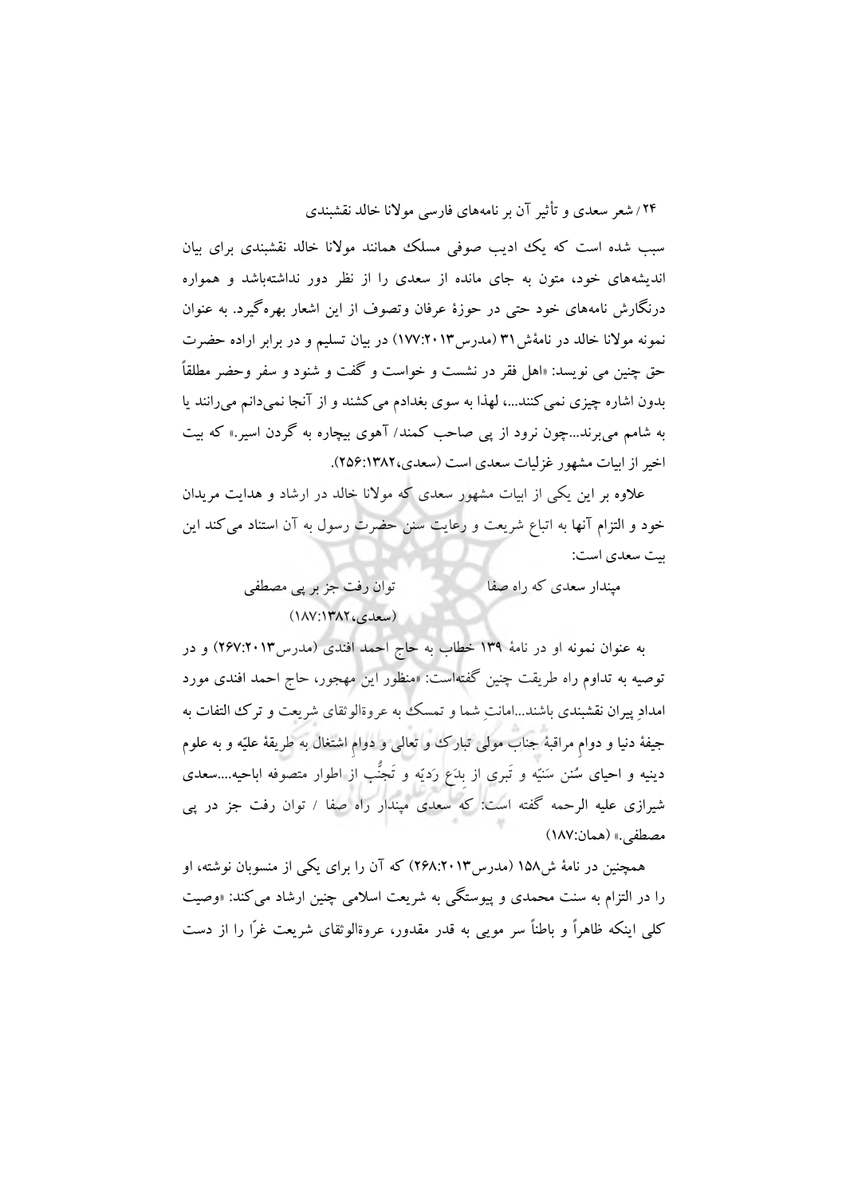سبب شده است که یک ادیب صوفی مسلک همانند مولانا خالد نقشبندی برای بیان اندیشه‌های خود، متون به جای مانده از سعدی را از نظر دور نداشته‌باشد و همواره درنگارش نامه‌های خود حتی در حوزهٔ عرفان وتصوف از این اشعار بهره‌گیرد. به عنوان نمونه مولانا خالد در نامهٔش۳۱ (مدرس۲۰۱۳:۱۷۷) در بیان تسلیم و در برابر اراده حضرت حق چنین می نویسد: «اهل فقر در نشست و خواست و گفت و شنود و سفر وحضر مطلقاً بدون اشاره چیزی نمی‌کنند...، لهذا به سوی بغدادم می‌کشند و از آنجا نمی‌دانم می‌رانند یا به شامم می‌برند...چون نرود از پی صاحب کمند/ آهوی بیچاره به گردن اسیر.» که بیت اخیر از ابیات مشهور غزلیات سعدی است (سعدی،۱۳۸۲:۲۵۶).

علاوه بر این یکی از ابیات مشهور سعدی که مولانا خالد در ارشاد و هدایت مریدان خود و التزام آنها به اتباع شریعت و رعایت سنن حضرت رسول به آن استناد می‌کند این بیت سعدی است:

مپندار سعدی که راه صفا &nbsp;&nbsp;&nbsp;&nbsp;&nbsp;&nbsp; توان رفت جز بر پی مصطفی

(سعدی،۱۳۸۲:۱۸۷)

به عنوان نمونه او در نامهٔ ۱۳۹ خطاب به حاج احمد افندی (مدرس۲۰۱۳:۲۶۷) و در توصیه به تداوم راه طریقت چنین گفته‌است: «منظور این مهجور، حاج احمد افندی مورد امدادِ پیران نقشبندی باشند...امانتِ شما و تمسک به عروةالوثقای شریعت و ترک التفات به جیفهٔ دنیا و دوامِ مراقبهٔ جناب مولی تبارک و تعالی و دوامِ اشتغال به طریقهٔ علیّه و به علوم دینیه و احیای سُنن سَنیّه و تَبری از بِدَع رَدیّه و تَجنُّب از اطوار متصوفه اباحیه....سعدی شیرازی علیه الرحمه گفته است: که سعدی مپندار راه صفا / توان رفت جز در پی مصطفی.» (همان:۱۸۷)

همچنین در نامهٔ ش۱۵۸ (مدرس۲۰۱۳:۲۶۸) که آن را برای یکی از منسوبان نوشته، او را در التزام به سنت محمدی و پیوستگی به شریعت اسلامی چنین ارشاد می‌کند: «وصیت کلی اینکه ظاهراً و باطناً سر مویی به قدر مقدور، عروةالوثقای شریعت غرّا را از دست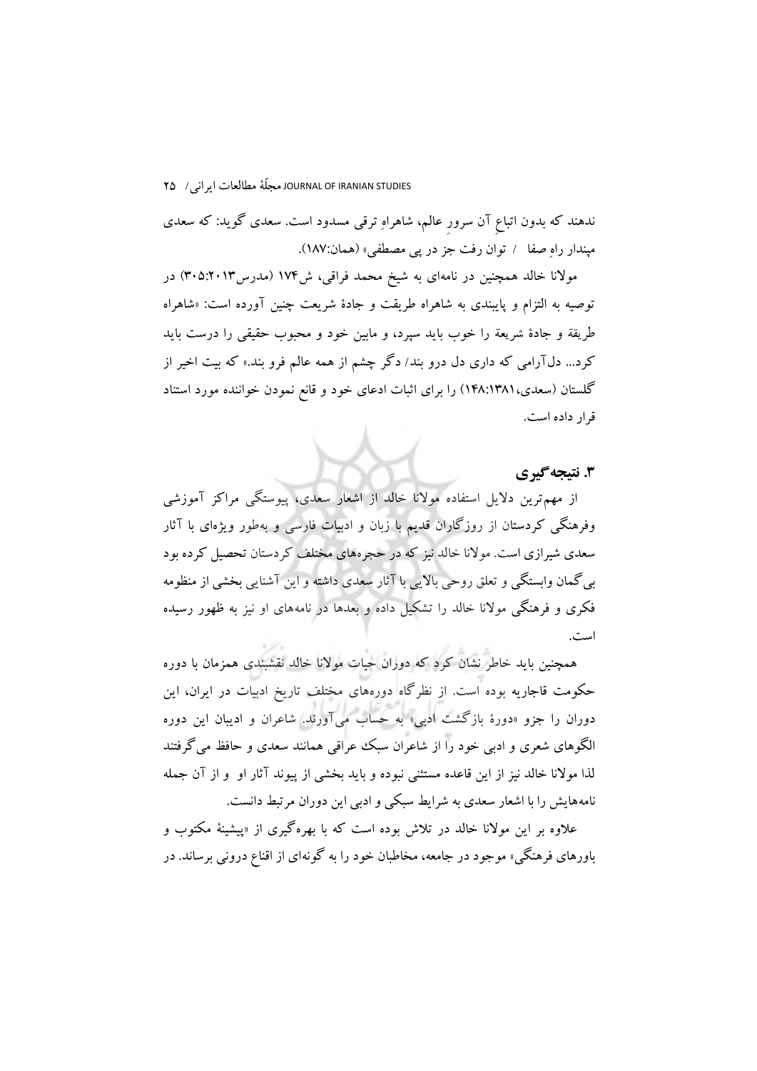ندهند که بدون اتباعِ آن سرورِ عالم، شاهراهِ ترقی مسدود است. سعدی گوید: که سعدی مپندار راهِ صفا / توان رفت جز در پی مصطفی» (همان:۱۸۷).

مولانا خالد همچنین در نامه‌ای به شیخ محمد فراقی، ش۱۷۴ (مدرس۲۰۱۳:۳۰۵) در توصیه به التزام و پایبندی به شاهراه طریقت و جادهٔ شریعت چنین آورده است: «شاهراه طریقهٔ و جادهٔ شریعهٔ را خوب باید سپرد، و مابین خود و محبوب حقیقی را درست باید کرد... دل‌آرامی که داری دل درو بند/ دگر چشم از همه عالم فرو بند.» که بیت اخیر از گلستان (سعدی،۱۳۸۱:۱۴۸) را برای اثبات ادعای خود و قانع نمودن خواننده مورد استناد قرار داده است.

## ۳. نتیجه‌گیری

از مهم‌ترین دلایل استفاده مولانا خالد از اشعار سعدی، پیوستگی مراکز آموزشی وفرهنگی کردستان از روزگاران قدیم با زبان و ادبیات فارسی و به‌طور ویژه‌ای با آثار سعدی شیرازی است. مولانا خالد نیز که در حجره‌های مختلف کردستان تحصیل کرده بود بی‌گمان وابستگی و تعلق روحی بالایی با آثار سعدی داشته و این آشنایی بخشی از منظومه فکری و فرهنگی مولانا خالد را تشکیل داده و بعدها در نامه‌های او نیز به ظهور رسیده است.

همچنین باید خاطر نشان کرد که دوران حیات مولانا خالد نقشبندی همزمان با دوره حکومت قاجاریه بوده است. از نظرگاه دوره‌های مختلف تاریخ ادبیات در ایران، این دوران را جزو «دورهٔ بازگشت ادبی» به حساب می‌آورند. شاعران و ادیبان این دوره الگوهای شعری و ادبی خود را از شاعران سبک عراقی همانند سعدی و حافظ می‌گرفتند لذا مولانا خالد نیز از این قاعده مستثنی نبوده و باید بخشی از پیوند آثار او و از آن جمله نامه‌هایش را با اشعار سعدی به شرایط سبکی و ادبی این دوران مرتبط دانست.

علاوه بر این مولانا خالد در تلاش بوده است که با بهره‌گیری از «پیشینهٔ مکتوب و باورهای فرهنگی» موجود در جامعه، مخاطبان خود را به گونه‌ای از اقناع درونی برساند. در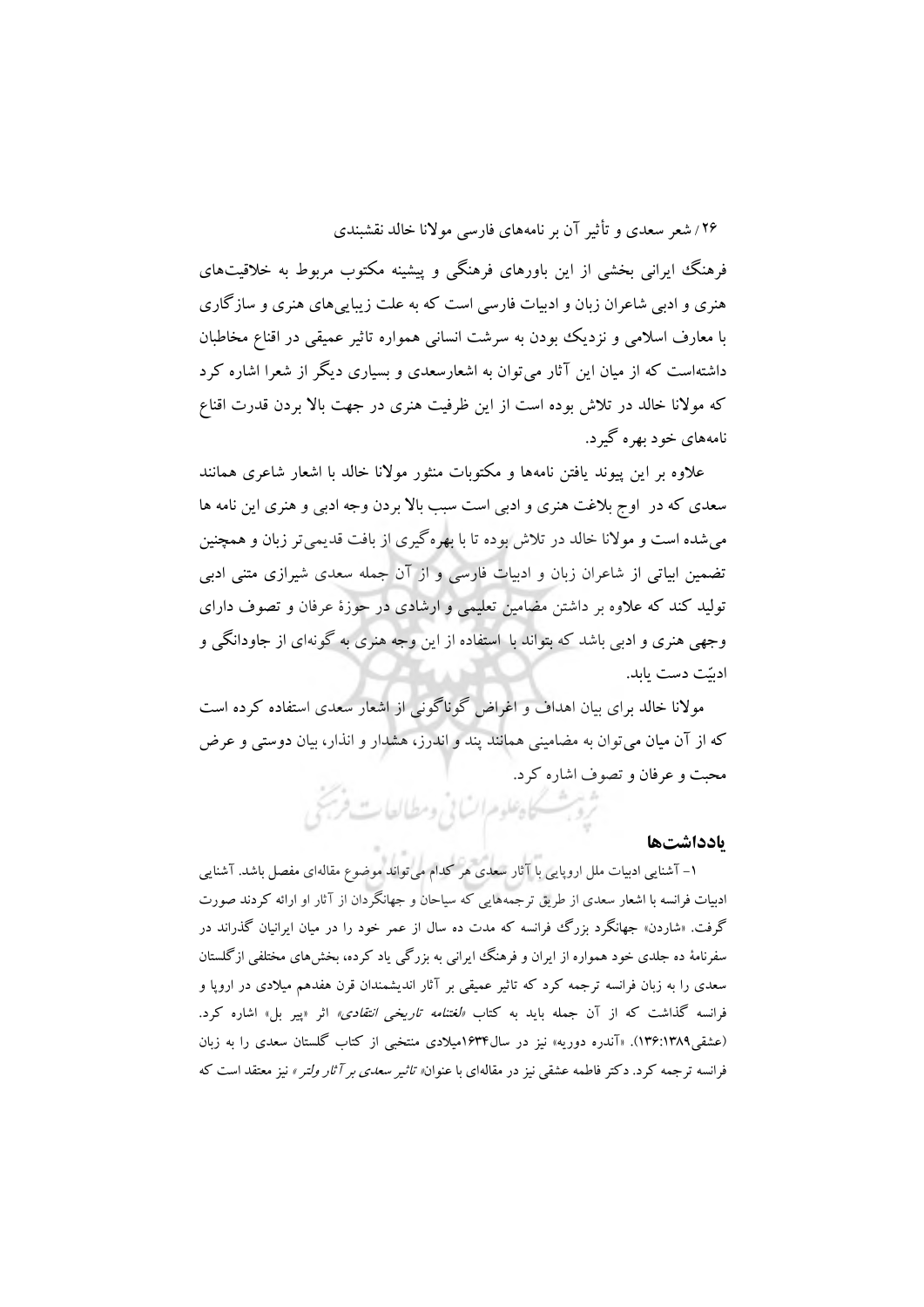فرهنگ ایرانی بخشی از این باورهای فرهنگی و پیشینه مکتوب مربوط به خلاقیت‌های هنری و ادبی شاعران زبان و ادبیات فارسی است که به علت زیبایی‌های هنری و سازگاری با معارف اسلامی و نزدیک بودن به سرشت انسانی همواره تاثیر عمیقی در اقناع مخاطبان داشته‌است که از میان این آثار می‌توان به اشعارسعدی و بسیاری دیگر از شعرا اشاره کرد که مولانا خالد در تلاش بوده است از این ظرفیت هنری در جهت بالا بردن قدرت اقناع نامه‌های خود بهره گیرد.

علاوه بر این پیوند یافتن نامه‌ها و مکتوبات منثور مولانا خالد با اشعار شاعری همانند سعدی که در اوج بلاغت هنری و ادبی است سبب بالا بردن وجه ادبی و هنری این نامه ها می‌شده است و مولانا خالد در تلاش بوده تا با بهره‌گیری از بافت قدیمی‌تر زبان و همچنین تضمین ابیاتی از شاعران زبان و ادبیات فارسی و از آن جمله سعدی شیرازی متنی ادبی تولید کند که علاوه بر داشتن مضامین تعلیمی و ارشادی در حوزهٔ عرفان و تصوف دارای وجهی هنری و ادبی باشد که بتواند با استفاده از این وجه هنری به گونه‌ای از جاودانگی و ادبیّت دست یابد.

مولانا خالد برای بیان اهداف و اغراض گوناگونی از اشعار سعدی استفاده کرده است که از آن میان می‌توان به مضامینی همانند پند و اندرز، هشدار و انذار، بیان دوستی و عرض محبت و عرفان و تصوف اشاره کرد.

## یادداشت‌ها

۱- آشنایی ادبیات ملل اروپایی با آثار سعدی هر کدام می‌تواند موضوع مقاله‌ای مفصل باشد. آشنایی ادبیات فرانسه با اشعار سعدی از طریق ترجمه‌هایی که سیاحان و جهانگردان از آثار او ارائه کردند صورت گرفت. «شاردن» جهانگرد بزرگ فرانسه که مدت ده سال از عمر خود را در میان ایرانیان گذراند در سفرنامهٔ ده جلدی خود همواره از ایران و فرهنگ ایرانی به بزرگی یاد کرده، بخش‌های مختلفی ازگلستان سعدی را به زبان فرانسه ترجمه کرد که تاثیر عمیقی بر آثار اندیشمندان قرن هفدهم میلادی در اروپا و فرانسه گذاشت که از آن جمله باید به کتاب «*لغتنامه تاریخی انتقادی*» اثر «پیر بل» اشاره کرد. (عشقی۱۳۸۹:۱۳۶). «آندره دوریه» نیز در سال۱۶۳۴میلادی منتخبی از کتاب گلستان سعدی را به زبان فرانسه ترجمه کرد. دکتر فاطمه عشقی نیز در مقاله‌ای با عنوان« *تاثیر سعدی بر آثار ولتر* » نیز معتقد است که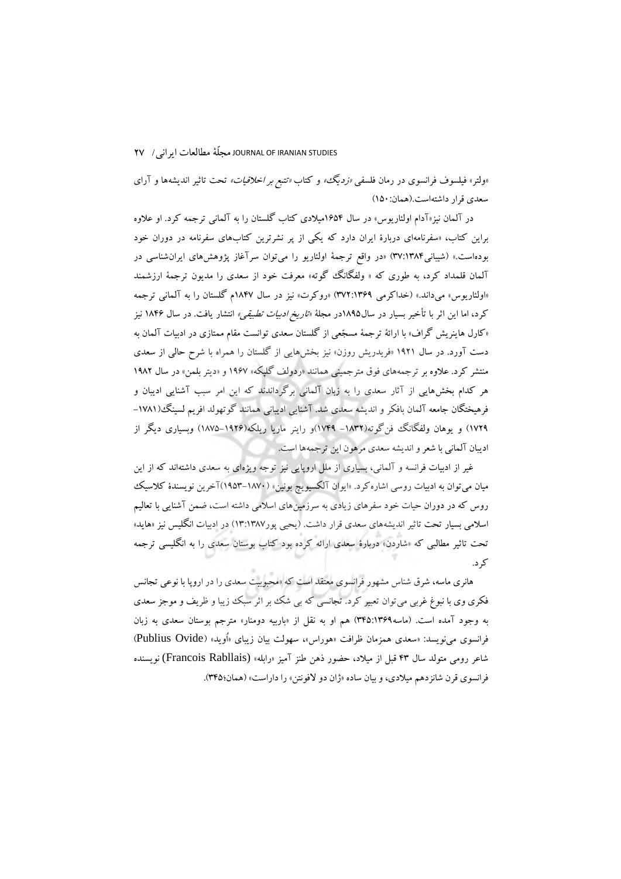«ولتر» فیلسوف فرانسوی در رمان فلسفی *«زدیگ»* و کتاب *«تتبع بر اخلاقیات»* تحت تاثیر اندیشه‌ها و آرای سعدی قرار داشته‌است.(همان:۱۵۰)

در آلمان نیز«آدام اولئاریوس» در سال ۱۶۵۴میلادی کتاب گلستان را به آلمانی ترجمه کرد. او علاوه براین کتاب، «سفرنامه‌ای دربارهٔ ایران دارد که یکی از پر نشرترین کتاب‌های سفرنامه در دوران خود بوده‌است.» (شیبانی۱۳۸۴:۳۷) «در واقع ترجمهٔ اولئاریو را می‌توان سرآغاز پژوهش‌های ایران‌شناسی در آلمان قلمداد کرد، به طوری که « ولفگانگ گوته» معرفت خود از سعدی را مدیون ترجمهٔ ارزشمند «اولئاریوس» می‌داند.» (خداکرمی ۱۳۶۹:۳۷۲) «روکرت» نیز در سال ۱۸۴۷م گلستان را به آلمانی ترجمه کرد، اما این اثر با تأخیر بسیار در سال۱۸۹۵در مجلهٔ *«تاریخ ادبیات تطبیقی»* انتشار یافت. در سال ۱۸۴۶ نیز «کارل هاینریش گراف» با ارائهٔ ترجمهٔ مسجّعی از گلستان سعدی توانست مقام ممتازی در ادبیات آلمان به دست آورد. در سال ۱۹۲۱ «فریدریش روزن» نیز بخش‌هایی از گلستان را همراه با شرح حالی از سعدی منتشر کرد. علاوه بر ترجمه‌های فوق مترجمینی همانند «ردولف گلپکه» ۱۹۶۷ و «دیتر بلمن» در سال ۱۹۸۲ هر کدام بخش‌هایی از آثار سعدی را به زبان آلمانی برگرداندند که این امر سبب آشنایی ادیبان و فرهیختگان جامعه آلمان بافکر و اندیشه سعدی شد. آشنایی ادیبانی همانند گوتهولد افریم لسینگ(۱۷۸۱–۱۷۲۹) و یوهان ولفگانگ فن گوته(۱۸۳۲– ۱۷۴۹)و راینر ماریا ریلکه(۱۹۲۶–۱۸۷۵) وبسیاری دیگر از ادیبان آلمانی با شعر و اندیشه سعدی مرهون این ترجمه‌ها است.

غیر از ادبیات فرانسه و آلمانی، بسیاری از ملل اروپایی نیز توجه ویژه‌ای به سعدی داشته‌اند که از این میان می‌توان به ادبیات روسی اشاره کرد. «ایوان آلکسیویچ بونین» (۱۸۷۰–۱۹۵۳)آخرین نویسندهٔ کلاسیک روس که در دوران حیات خود سفرهای زیادی به سرزمین‌های اسلامی داشته است، ضمن آشنایی با تعالیم اسلامی بسیار تحت تاثیر اندیشه‌های سعدی قرار داشت. (یحیی پور۱۳۸۷:۱۳) در ادبیات انگلیس نیز «هاید» تحت تاثیر مطالبی که «شاردن» دربارهٔ سعدی ارائه کرده بود کتاب بوستان سعدی را به انگلیسی ترجمه کرد.

هانری ماسه، شرق شناس مشهور فرانسوی معتقد است که «محبوبیت سعدی را در اروپا با نوعی تجانس فکری وی با نبوغ غربی می‌توان تعبیر کرد. تجانسی که بی شک بر اثر سبک زیبا و ظریف و موجز سعدی به وجود آمده است. (ماسه۱۳۶۹:۳۴۵) هم او به نقل از «باربیه دومنار» مترجم بوستان سعدی به زبان فرانسوی می‌نویسد: «سعدی همزمان ظرافت «هوراس»، سهولت بیان زیبای «اُوید» (Publius Ovide) شاعر رومی متولد سال ۴۳ قبل از میلاد، حضور ذهن طنز آمیز «رابله» (Francois Rabllais) نویسنده فرانسوی قرن شانزدهم میلادی، و بیان ساده «ژان دو لافونتن» را داراست» (همان؛۳۴۵).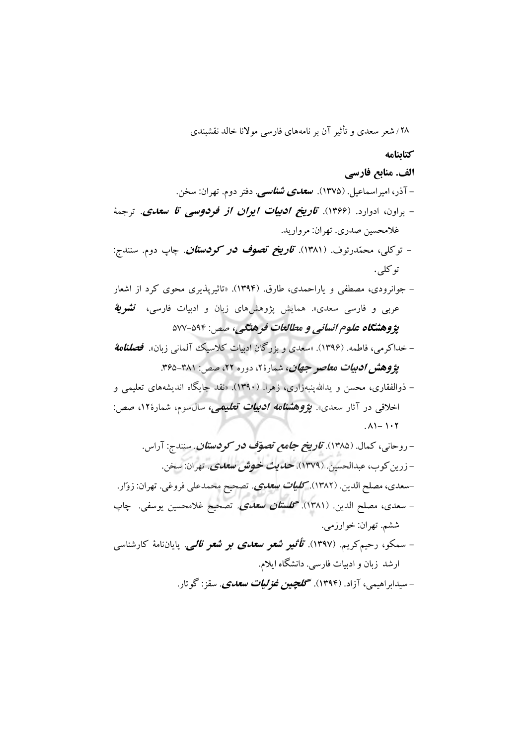## کتابنامه

### الف. منابع فارسی

- آذر، امیراسماعیل. (۱۳۷۵). ***سعدی شناسی***. دفتر دوم. تهران: سخن.
- براون، ادوارد. (۱۳۶۶). ***تاریخ ادبیات ایران از فردوسی تا سعدی***. ترجمهٔ غلامحسین صدری. تهران: مروارید.
- توکلی، محمّدرئوف. (۱۳۸۱). ***تاریخ تصوف در کردستان***. چاپ دوم. سنندج: توکلی.
- جوانرودی، مصطفی و یاراحمدی، طارق. (۱۳۹۴). «تاثیرپذیری محوی کرد از اشعار عربی و فارسی سعدی». همایش پژوهش‌های زبان و ادبیات فارسی، ***نشریهٔ پژوهشگاه علوم انسانی و مطالعات فرهنگی***، صص: ۵۹۴-۵۷۷
- خداکرمی، فاطمه. (۱۳۹۶). «سعدی و بزرگان ادبیات کلاسیک آلمانی زبان». ***فصلنامهٔ پژوهش ادبیات معاصر جهان***، شمارهٔ۲، دوره ۲۲، صص: ۳۸۱-۳۶۵.
- ذوالفقاری، محسن و یدالله‌پنبه‌زاری، زهرا. (۱۳۹۰). «نقد جایگاه اندیشه‌های تعلیمی و اخلاقی در آثار سعدی». ***پژوهشنامه ادبیات تعلیمی***، سال‌سوم، شمارهٔ۱۲، صص: ۱۰۲-۸۱.
- روحانی، کمال. (۱۳۸۵). ***تاریخ جامع تصوّف در کردستان***. سنندج: آراس.
- زرین‌کوب، عبدالحسین. (۱۳۷۹). ***حدیث خوش سعدی***. تهران: سخن.
- سعدی، مصلح الدین. (۱۳۸۲). ***کلیات سعدی***. تصحیح محمدعلی فروغی. تهران: زوّار.
- سعدی، مصلح الدین. (۱۳۸۱). ***گلستان سعدی***. تصحیح غلامحسین یوسفی. چاپ ششم. تهران: خوارزمی.
- سمکو، رحیم‌کریم. (۱۳۹۷). ***تأثیر شعر سعدی بر شعر نالی***. پایان‌نامهٔ کارشناسی ارشد زبان و ادبیات فارسی. دانشگاه ایلام.
- سیدابراهیمی، آزاد. (۱۳۹۴). ***گلچین غزلیات سعدی***. سقز: گوتار.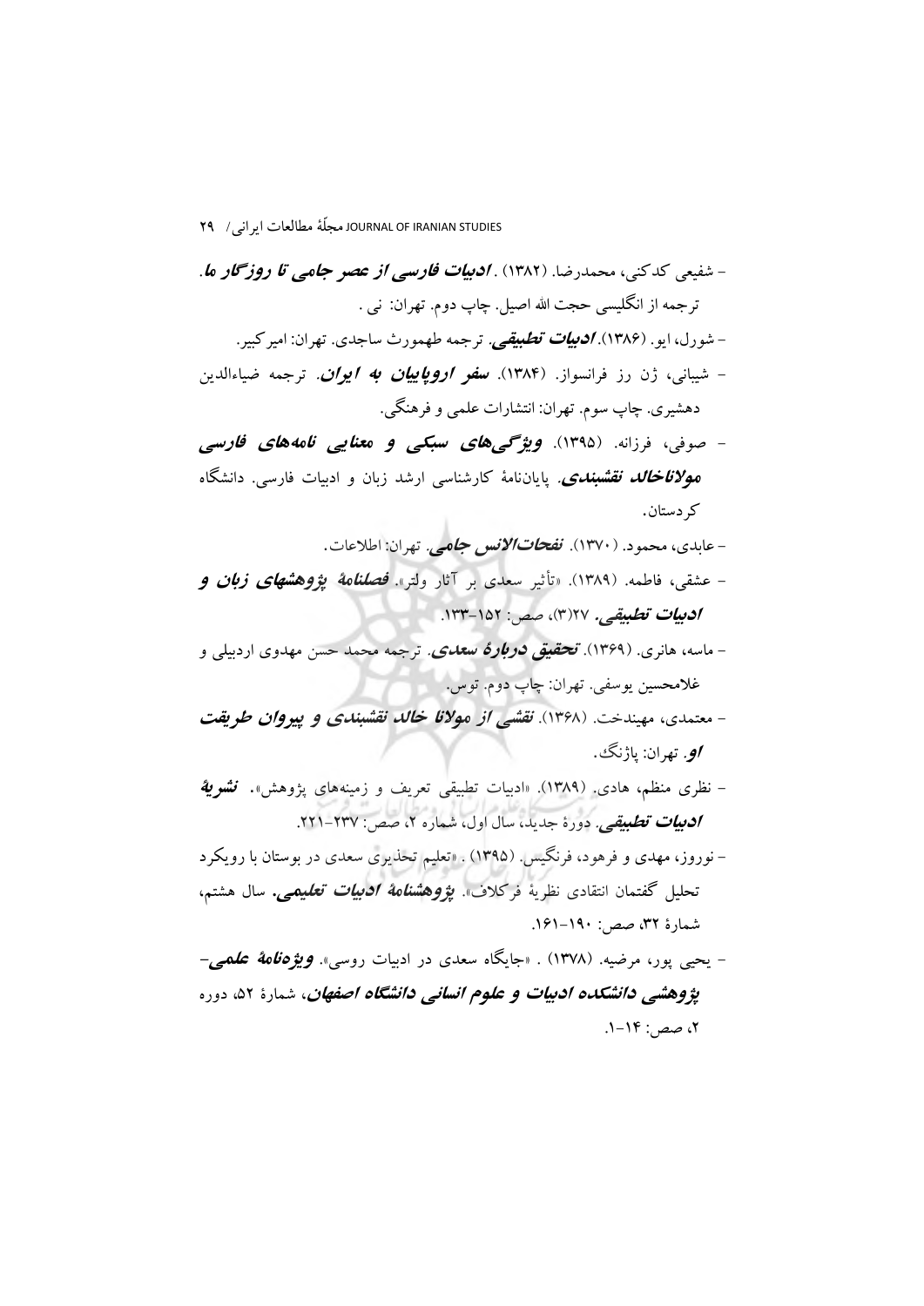- شفیعی کدکنی، محمدرضا. (۱۳۸۲) . ***ادبیات فارسی از عصر جامی تا روزگار ما***. ترجمه از انگلیسی حجت الله اصیل. چاپ دوم. تهران: نی .

- شورل، ایو. (۱۳۸۶). ***ادبیات تطبیقی***. ترجمه طهمورث ساجدی. تهران: امیرکبیر.

- شیبانی، ژن رز فرانسواز. (۱۳۸۴). ***سفر اروپاییان به ایران***. ترجمه ضیاءالدین دهشیری. چاپ سوم. تهران: انتشارات علمی و فرهنگی.

- صوفی، فرزانه. (۱۳۹۵). ***ویژگی‌های سبکی و معنایی نامه‌های فارسی مولاناخالد نقشبندی***. پایان‌نامهٔ کارشناسی ارشد زبان و ادبیات فارسی. دانشگاه کردستان.

- عابدی، محمود. (۱۳۷۰). ***نفحات‌الانس جامی***. تهران: اطلاعات.

- عشقی، فاطمه. (۱۳۸۹). «تأثیر سعدی بر آثار ولتر». ***فصلنامهٔ پژوهشهای زبان و ادبیات تطبیقی***. ۲۷(۳)، صص: ۱۵۲-۱۳۳.

- ماسه، هانری. (۱۳۶۹). ***تحقیق دربارهٔ سعدی***. ترجمه محمد حسن مهدوی اردبیلی و غلامحسین یوسفی. تهران: چاپ دوم. توس.

- معتمدی، مهیندخت. (۱۳۶۸). ***نقشی از مولانا خالد نقشبندی و پیروان طریقت او***. تهران: پاژنگ.

- نظری منظم، هادی. (۱۳۸۹). «ادبیات تطبیقی تعریف و زمینه‌های پژوهش». ***نشریهٔ ادبیات تطبیقی***. دورهٔ جدید، سال اول، شماره ۲، صص: ۲۳۷-۲۲۱.

- نوروز، مهدی و فرهود، فرنگیس. (۱۳۹۵) . «تعلیم تحذیری سعدی در بوستان با رویکرد تحلیل گفتمان انتقادی نظریهٔ فرکلاف». ***پژوهشنامهٔ ادبیات تعلیمی***. سال هشتم، شمارهٔ ۳۲، صص: ۱۹۰-۱۶۱.

- یحیی پور، مرضیه. (۱۳۷۸) . «جایگاه سعدی در ادبیات روسی». ***ویژه‌نامهٔ علمی-پژوهشی دانشکده ادبیات و علوم انسانی دانشگاه اصفهان***، شمارهٔ ۵۲، دوره ۲، صص: ۱۴-۱.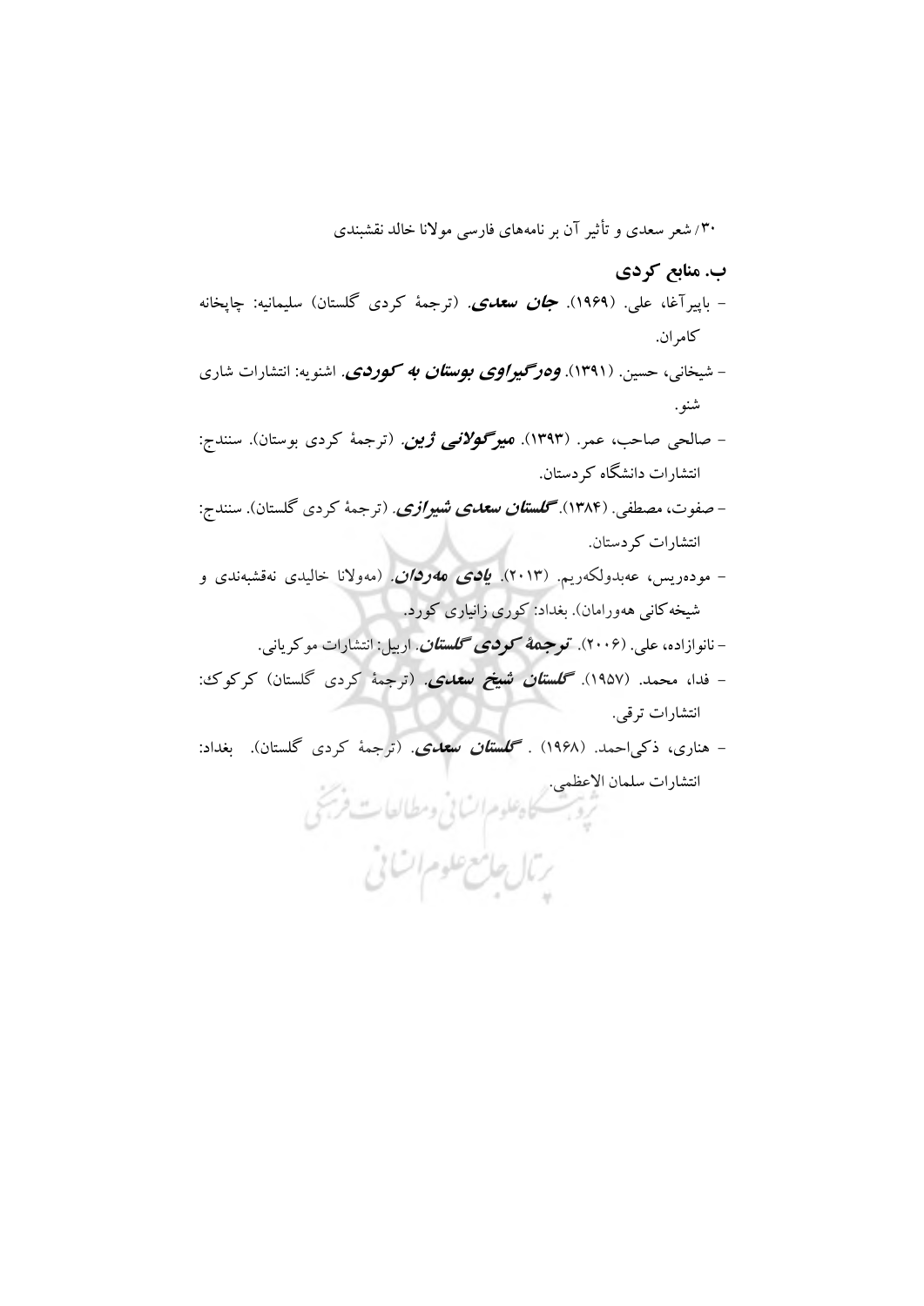## ب. منابع کردی

- باپیرآغا، علی. (۱۹۶۹). ***جان سعدی***. (ترجمهٔ کردی گلستان) سلیمانیه: چاپخانه کامران.
- شیخانی، حسین. (۱۳۹۱). ***وەرگیراوی بوستان به کوردی***. اشنویه: انتشارات شاری شنو.
- صالحی صاحب، عمر. (۱۳۹۳). ***میرگولانی ژین***. (ترجمهٔ کردی بوستان). سنندج: انتشارات دانشگاه کردستان.
- صفوت، مصطفی. (۱۳۸۴). ***گلستان سعدی شیرازی***. (ترجمهٔ کردی گلستان). سنندج: انتشارات کردستان.
- مودەریس، عەبدولکەریم. (۲۰۱۳). ***یادی مەردان***. (مەولانا خالیدی نەقشبەندی و شیخەکانی هەورامان). بغداد: کوری زانیاری کورد.
- نانوازاده، علی. (۲۰۰۶). ***ترجمهٔ کردی گلستان***. اربیل: انتشارات موکریانی.
- فدا، محمد. (۱۹۵۷). ***گلستان شیخ سعدی***. (ترجمهٔ کردی گلستان) کرکوک: انتشارات ترقی.
- هناری، ذکی‌احمد. (۱۹۶۸) . ***گلستان سعدی***. (ترجمهٔ کردی گلستان). بغداد: انتشارات سلمان الاعظمی.